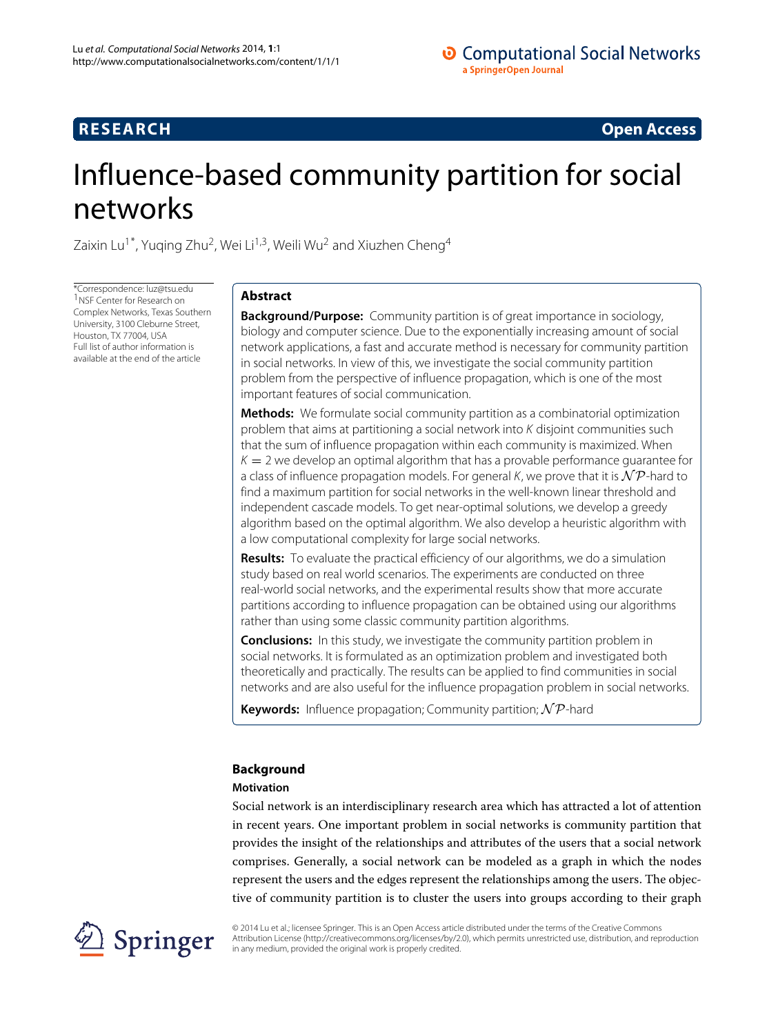**RESEARCH** **Open Access**

# Influence-based community partition for social networks

Zaixin Lu[1*], Yuqing Zhu[2], Wei Li[1,3], Weili Wu[2] and Xiuzhen Cheng[4]

*Correspondence: luz@tsu.edu
[1]NSF Center for Research on Complex Networks, Texas Southern University, 3100 Cleburne Street, Houston, TX 77004, USA
Full list of author information is available at the end of the article

## Abstract

**Background/Purpose:** Community partition is of great importance in sociology, biology and computer science. Due to the exponentially increasing amount of social network applications, a fast and accurate method is necessary for community partition in social networks. In view of this, we investigate the social community partition problem from the perspective of influence propagation, which is one of the most important features of social communication.

**Methods:** We formulate social community partition as a combinatorial optimization problem that aims at partitioning a social network into $K$ disjoint communities such that the sum of influence propagation within each community is maximized. When $K = 2$ we develop an optimal algorithm that has a provable performance guarantee for a class of influence propagation models. For general $K$, we prove that it is $\mathcal{NP}$-hard to find a maximum partition for social networks in the well-known linear threshold and independent cascade models. To get near-optimal solutions, we develop a greedy algorithm based on the optimal algorithm. We also develop a heuristic algorithm with a low computational complexity for large social networks.

**Results:** To evaluate the practical efficiency of our algorithms, we do a simulation study based on real world scenarios. The experiments are conducted on three real-world social networks, and the experimental results show that more accurate partitions according to influence propagation can be obtained using our algorithms rather than using some classic community partition algorithms.

**Conclusions:** In this study, we investigate the community partition problem in social networks. It is formulated as an optimization problem and investigated both theoretically and practically. The results can be applied to find communities in social networks and are also useful for the influence propagation problem in social networks.

**Keywords:** Influence propagation; Community partition; $\mathcal{NP}$-hard

## Background

### Motivation

Social network is an interdisciplinary research area which has attracted a lot of attention in recent years. One important problem in social networks is community partition that provides the insight of the relationships and attributes of the users that a social network comprises. Generally, a social network can be modeled as a graph in which the nodes represent the users and the edges represent the relationships among the users. The objective of community partition is to cluster the users into groups according to their graph

© 2014 Lu et al.; licensee Springer. This is an Open Access article distributed under the terms of the Creative Commons Attribution License (http://creativecommons.org/licenses/by/2.0), which permits unrestricted use, distribution, and reproduction in any medium, provided the original work is properly credited.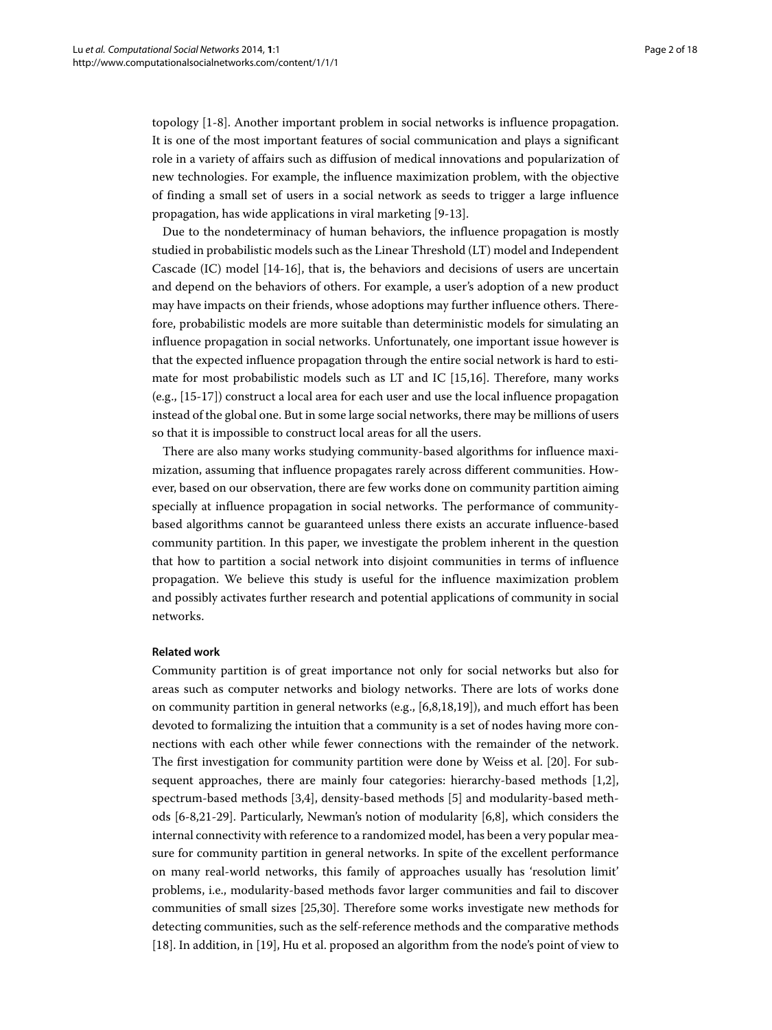topology [1-8]. Another important problem in social networks is influence propagation. It is one of the most important features of social communication and plays a significant role in a variety of affairs such as diffusion of medical innovations and popularization of new technologies. For example, the influence maximization problem, with the objective of finding a small set of users in a social network as seeds to trigger a large influence propagation, has wide applications in viral marketing [9-13].

Due to the nondeterminacy of human behaviors, the influence propagation is mostly studied in probabilistic models such as the Linear Threshold (LT) model and Independent Cascade (IC) model [14-16], that is, the behaviors and decisions of users are uncertain and depend on the behaviors of others. For example, a user's adoption of a new product may have impacts on their friends, whose adoptions may further influence others. Therefore, probabilistic models are more suitable than deterministic models for simulating an influence propagation in social networks. Unfortunately, one important issue however is that the expected influence propagation through the entire social network is hard to estimate for most probabilistic models such as LT and IC [15,16]. Therefore, many works (e.g., [15-17]) construct a local area for each user and use the local influence propagation instead of the global one. But in some large social networks, there may be millions of users so that it is impossible to construct local areas for all the users.

There are also many works studying community-based algorithms for influence maximization, assuming that influence propagates rarely across different communities. However, based on our observation, there are few works done on community partition aiming specially at influence propagation in social networks. The performance of community-based algorithms cannot be guaranteed unless there exists an accurate influence-based community partition. In this paper, we investigate the problem inherent in the question that how to partition a social network into disjoint communities in terms of influence propagation. We believe this study is useful for the influence maximization problem and possibly activates further research and potential applications of community in social networks.

#### Related work

Community partition is of great importance not only for social networks but also for areas such as computer networks and biology networks. There are lots of works done on community partition in general networks (e.g., [6,8,18,19]), and much effort has been devoted to formalizing the intuition that a community is a set of nodes having more connections with each other while fewer connections with the remainder of the network. The first investigation for community partition were done by Weiss et al. [20]. For subsequent approaches, there are mainly four categories: hierarchy-based methods [1,2], spectrum-based methods [3,4], density-based methods [5] and modularity-based methods [6-8,21-29]. Particularly, Newman's notion of modularity [6,8], which considers the internal connectivity with reference to a randomized model, has been a very popular measure for community partition in general networks. In spite of the excellent performance on many real-world networks, this family of approaches usually has 'resolution limit' problems, i.e., modularity-based methods favor larger communities and fail to discover communities of small sizes [25,30]. Therefore some works investigate new methods for detecting communities, such as the self-reference methods and the comparative methods [18]. In addition, in [19], Hu et al. proposed an algorithm from the node's point of view to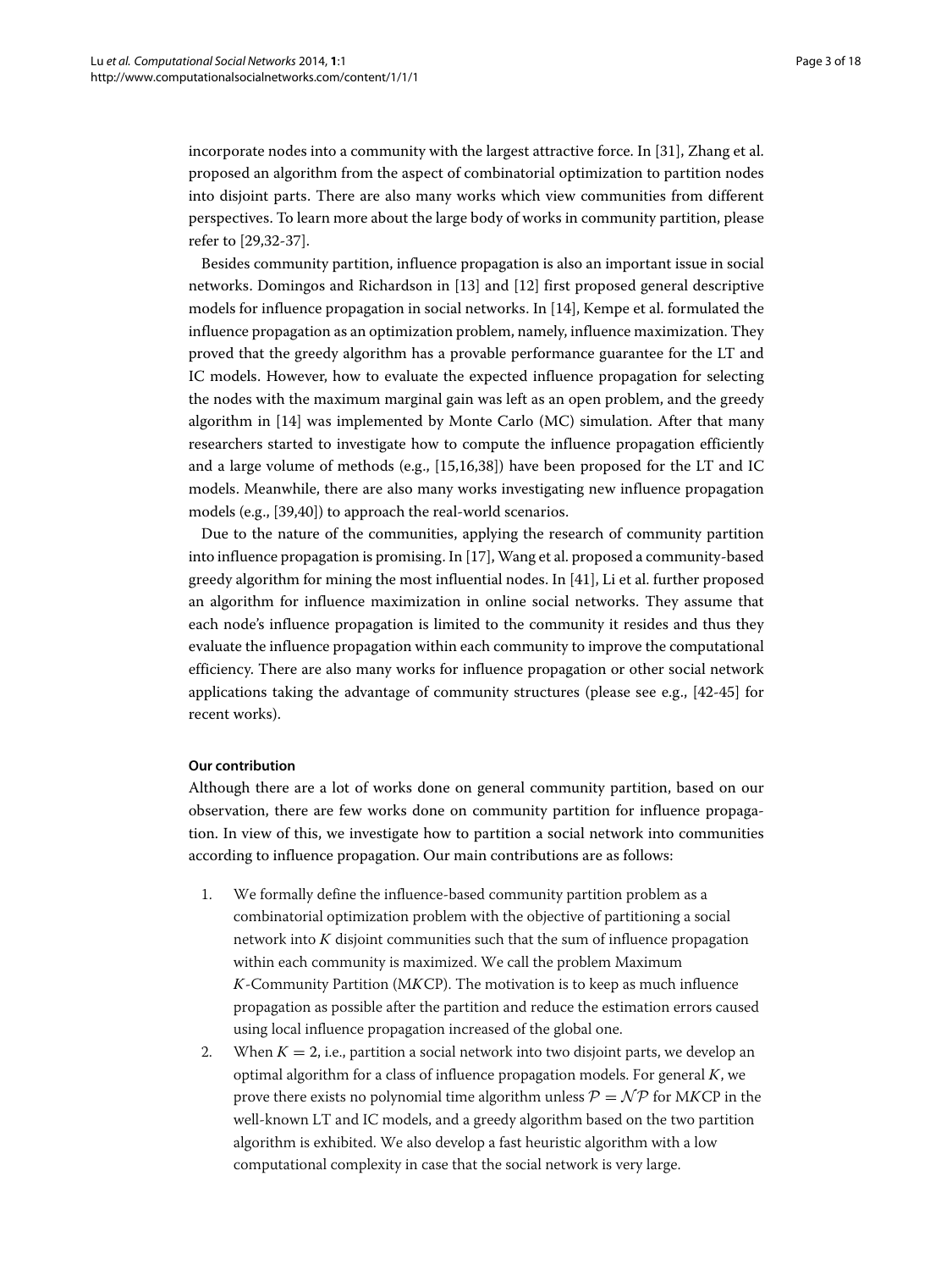incorporate nodes into a community with the largest attractive force. In [31], Zhang et al. proposed an algorithm from the aspect of combinatorial optimization to partition nodes into disjoint parts. There are also many works which view communities from different perspectives. To learn more about the large body of works in community partition, please refer to [29,32-37].

Besides community partition, influence propagation is also an important issue in social networks. Domingos and Richardson in [13] and [12] first proposed general descriptive models for influence propagation in social networks. In [14], Kempe et al. formulated the influence propagation as an optimization problem, namely, influence maximization. They proved that the greedy algorithm has a provable performance guarantee for the LT and IC models. However, how to evaluate the expected influence propagation for selecting the nodes with the maximum marginal gain was left as an open problem, and the greedy algorithm in [14] was implemented by Monte Carlo (MC) simulation. After that many researchers started to investigate how to compute the influence propagation efficiently and a large volume of methods (e.g., [15,16,38]) have been proposed for the LT and IC models. Meanwhile, there are also many works investigating new influence propagation models (e.g., [39,40]) to approach the real-world scenarios.

Due to the nature of the communities, applying the research of community partition into influence propagation is promising. In [17], Wang et al. proposed a community-based greedy algorithm for mining the most influential nodes. In [41], Li et al. further proposed an algorithm for influence maximization in online social networks. They assume that each node's influence propagation is limited to the community it resides and thus they evaluate the influence propagation within each community to improve the computational efficiency. There are also many works for influence propagation or other social network applications taking the advantage of community structures (please see e.g., [42-45] for recent works).

#### Our contribution

Although there are a lot of works done on general community partition, based on our observation, there are few works done on community partition for influence propagation. In view of this, we investigate how to partition a social network into communities according to influence propagation. Our main contributions are as follows:

1. We formally define the influence-based community partition problem as a combinatorial optimization problem with the objective of partitioning a social network into $K$ disjoint communities such that the sum of influence propagation within each community is maximized. We call the problem Maximum $K$-Community Partition (M$K$CP). The motivation is to keep as much influence propagation as possible after the partition and reduce the estimation errors caused using local influence propagation increased of the global one.
2. When $K = 2$, i.e., partition a social network into two disjoint parts, we develop an optimal algorithm for a class of influence propagation models. For general $K$, we prove there exists no polynomial time algorithm unless $\mathcal{P} = \mathcal{NP}$ for M$K$CP in the well-known LT and IC models, and a greedy algorithm based on the two partition algorithm is exhibited. We also develop a fast heuristic algorithm with a low computational complexity in case that the social network is very large.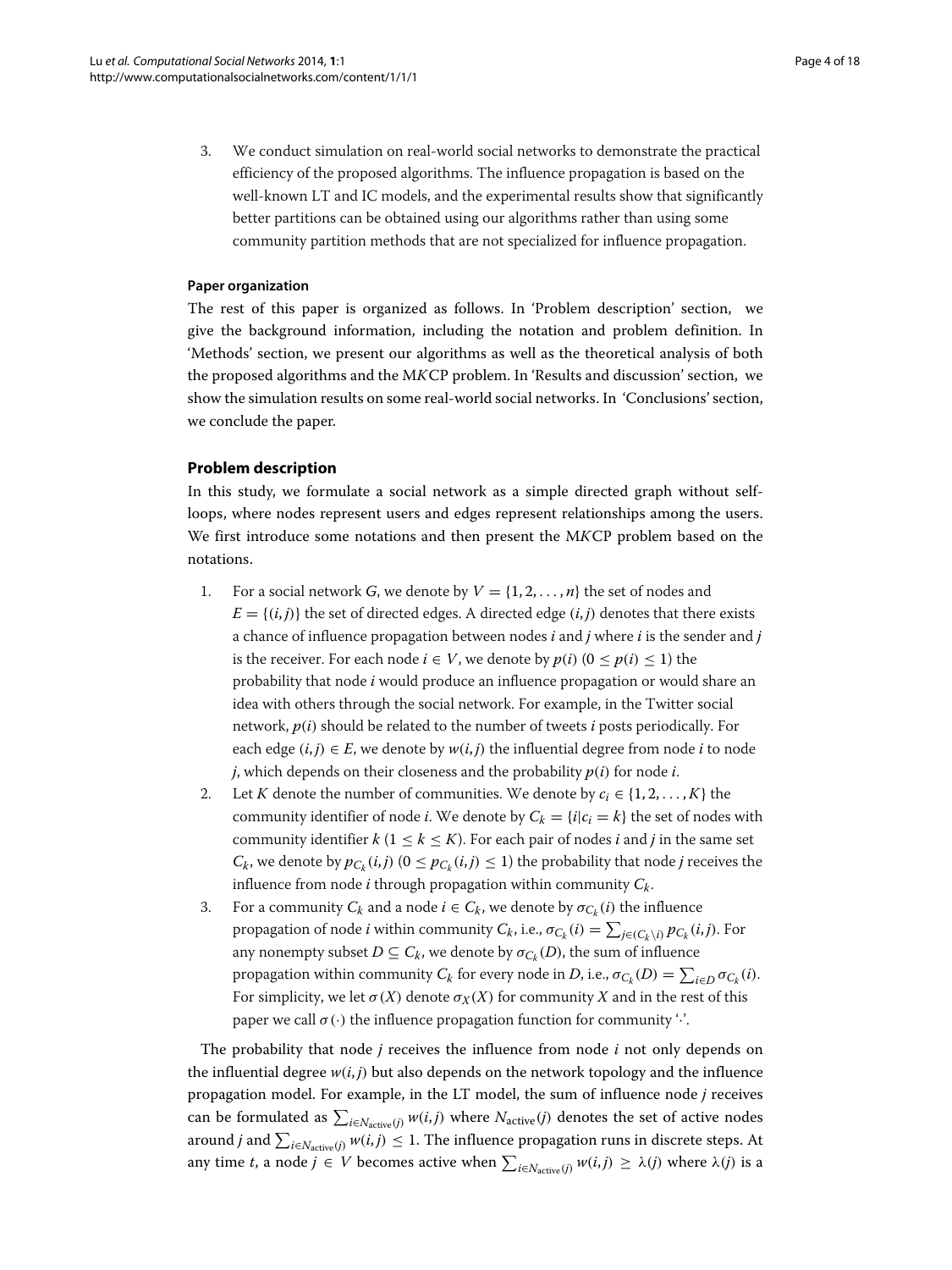3. We conduct simulation on real-world social networks to demonstrate the practical efficiency of the proposed algorithms. The influence propagation is based on the well-known LT and IC models, and the experimental results show that significantly better partitions can be obtained using our algorithms rather than using some community partition methods that are not specialized for influence propagation.

#### Paper organization

The rest of this paper is organized as follows. In 'Problem description' section, we give the background information, including the notation and problem definition. In 'Methods' section, we present our algorithms as well as the theoretical analysis of both the proposed algorithms and the M*K*CP problem. In 'Results and discussion' section, we show the simulation results on some real-world social networks. In 'Conclusions' section, we conclude the paper.

## Problem description

In this study, we formulate a social network as a simple directed graph without self-loops, where nodes represent users and edges represent relationships among the users. We first introduce some notations and then present the M*K*CP problem based on the notations.

1. For a social network $G$, we denote by $V = \{1, 2, \ldots, n\}$ the set of nodes and $E = \{(i,j)\}$ the set of directed edges. A directed edge $(i,j)$ denotes that there exists a chance of influence propagation between nodes $i$ and $j$ where $i$ is the sender and $j$ is the receiver. For each node $i \in V$, we denote by $p(i)$ $(0 \leq p(i) \leq 1)$ the probability that node $i$ would produce an influence propagation or would share an idea with others through the social network. For example, in the Twitter social network, $p(i)$ should be related to the number of tweets $i$ posts periodically. For each edge $(i,j) \in E$, we denote by $w(i,j)$ the influential degree from node $i$ to node $j$, which depends on their closeness and the probability $p(i)$ for node $i$.
2. Let $K$ denote the number of communities. We denote by $c_i \in \{1, 2, \ldots, K\}$ the community identifier of node $i$. We denote by $C_k = \{i | c_i = k\}$ the set of nodes with community identifier $k$ $(1 \leq k \leq K)$. For each pair of nodes $i$ and $j$ in the same set $C_k$, we denote by $p_{C_k}(i,j)$ $(0 \leq p_{C_k}(i,j) \leq 1)$ the probability that node $j$ receives the influence from node $i$ through propagation within community $C_k$.
3. For a community $C_k$ and a node $i \in C_k$, we denote by $\sigma_{C_k}(i)$ the influence propagation of node $i$ within community $C_k$, i.e., $\sigma_{C_k}(i) = \sum_{j \in (C_k \setminus i)} p_{C_k}(i,j)$. For any nonempty subset $D \subseteq C_k$, we denote by $\sigma_{C_k}(D)$, the sum of influence propagation within community $C_k$ for every node in $D$, i.e., $\sigma_{C_k}(D) = \sum_{i \in D} \sigma_{C_k}(i)$. For simplicity, we let $\sigma(X)$ denote $\sigma_X(X)$ for community $X$ and in the rest of this paper we call $\sigma(\cdot)$ the influence propagation function for community '$\cdot$'.

The probability that node $j$ receives the influence from node $i$ not only depends on the influential degree $w(i,j)$ but also depends on the network topology and the influence propagation model. For example, in the LT model, the sum of influence node $j$ receives can be formulated as $\sum_{i \in N_{\text{active}}(j)} w(i,j)$ where $N_{\text{active}}(j)$ denotes the set of active nodes around $j$ and $\sum_{i \in N_{\text{active}}(j)} w(i,j) \leq 1$. The influence propagation runs in discrete steps. At any time $t$, a node $j \in V$ becomes active when $\sum_{i \in N_{\text{active}}(j)} w(i,j) \geq \lambda(j)$ where $\lambda(j)$ is a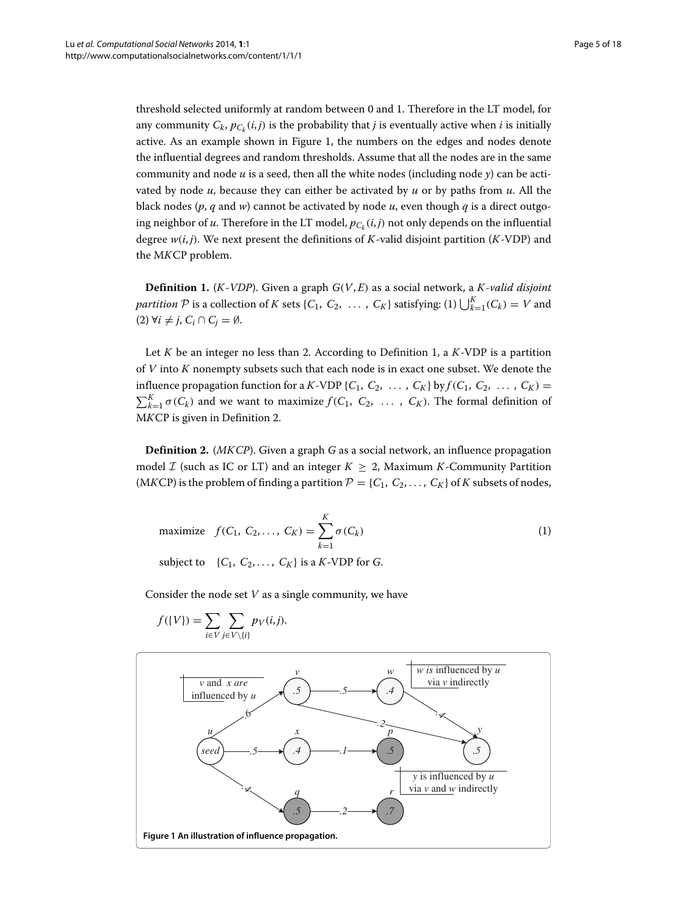threshold selected uniformly at random between 0 and 1. Therefore in the LT model, for any community $C_k$, $p_{C_k}(i,j)$ is the probability that $j$ is eventually active when $i$ is initially active. As an example shown in Figure 1, the numbers on the edges and nodes denote the influential degrees and random thresholds. Assume that all the nodes are in the same community and node $u$ is a seed, then all the white nodes (including node $y$) can be activated by node $u$, because they can either be activated by $u$ or by paths from $u$. All the black nodes ($p$, $q$ and $w$) cannot be activated by node $u$, even though $q$ is a direct outgoing neighbor of $u$. Therefore in the LT model, $p_{C_k}(i,j)$ not only depends on the influential degree $w(i,j)$. We next present the definitions of $K$-valid disjoint partition ($K$-VDP) and the M$K$CP problem.

**Definition 1.** ($K$-VDP). Given a graph $G(V,E)$ as a social network, a *$K$-valid disjoint partition* $\mathcal{P}$ is a collection of $K$ sets $\{C_1, C_2, \ldots, C_K\}$ satisfying: (1) $\bigcup_{k=1}^{K}(C_k) = V$ and (2) $\forall i \neq j$, $C_i \cap C_j = \emptyset$.

Let $K$ be an integer no less than 2. According to Definition 1, a $K$-VDP is a partition of $V$ into $K$ nonempty subsets such that each node is in exact one subset. We denote the influence propagation function for a $K$-VDP $\{C_1, C_2, \ldots, C_K\}$ by $f(C_1, C_2, \ldots, C_K) = \sum_{k=1}^{K} \sigma(C_k)$ and we want to maximize $f(C_1, C_2, \ldots, C_K)$. The formal definition of M$K$CP is given in Definition 2.

**Definition 2.** (*MKCP*). Given a graph $G$ as a social network, an influence propagation model $\mathcal{I}$ (such as IC or LT) and an integer $K \geq 2$, Maximum $K$-Community Partition (M$K$CP) is the problem of finding a partition $\mathcal{P} = \{C_1, C_2, \ldots, C_K\}$ of $K$ subsets of nodes,

$$\text{maximize} \quad f(C_1, C_2, \ldots, C_K) = \sum_{k=1}^{K} \sigma(C_k) \tag{1}$$

$$\text{subject to} \quad \{C_1, C_2, \ldots, C_K\} \text{ is a } K\text{-VDP for } G.$$

Consider the node set $V$ as a single community, we have

$$f(\{V\}) = \sum_{i \in V} \sum_{j \in V \setminus \{i\}} p_V(i,j).$$

**Figure 1 An illustration of influence propagation.**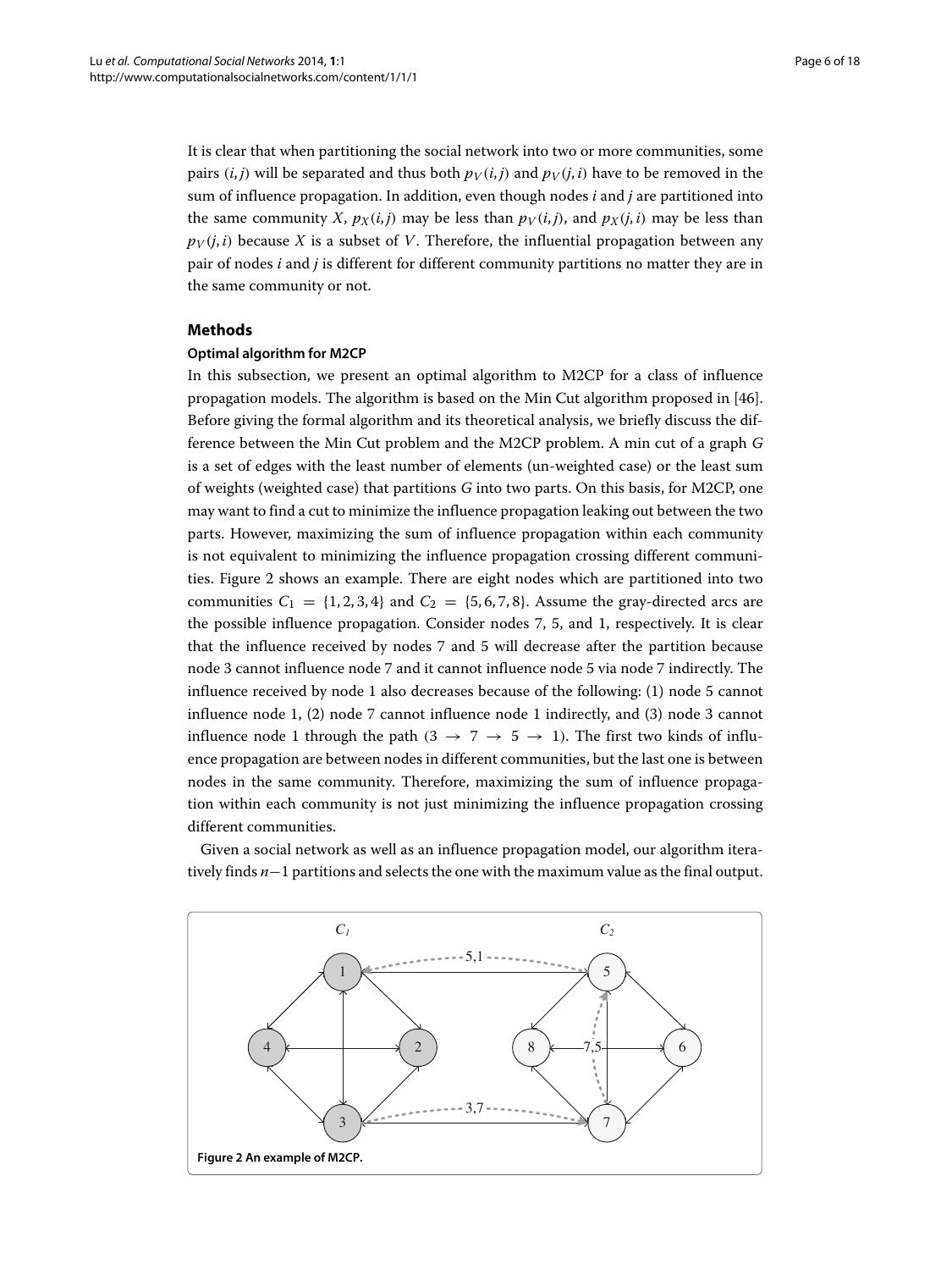It is clear that when partitioning the social network into two or more communities, some pairs $(i, j)$ will be separated and thus both $p_V(i, j)$ and $p_V(j, i)$ have to be removed in the sum of influence propagation. In addition, even though nodes $i$ and $j$ are partitioned into the same community $X$, $p_X(i, j)$ may be less than $p_V(i, j)$, and $p_X(j, i)$ may be less than $p_V(j, i)$ because $X$ is a subset of $V$. Therefore, the influential propagation between any pair of nodes $i$ and $j$ is different for different community partitions no matter they are in the same community or not.

## Methods

### Optimal algorithm for M2CP

In this subsection, we present an optimal algorithm to M2CP for a class of influence propagation models. The algorithm is based on the Min Cut algorithm proposed in [46]. Before giving the formal algorithm and its theoretical analysis, we briefly discuss the difference between the Min Cut problem and the M2CP problem. A min cut of a graph $G$ is a set of edges with the least number of elements (un-weighted case) or the least sum of weights (weighted case) that partitions $G$ into two parts. On this basis, for M2CP, one may want to find a cut to minimize the influence propagation leaking out between the two parts. However, maximizing the sum of influence propagation within each community is not equivalent to minimizing the influence propagation crossing different communities. Figure 2 shows an example. There are eight nodes which are partitioned into two communities $C_1 = \{1, 2, 3, 4\}$ and $C_2 = \{5, 6, 7, 8\}$. Assume the gray-directed arcs are the possible influence propagation. Consider nodes 7, 5, and 1, respectively. It is clear that the influence received by nodes 7 and 5 will decrease after the partition because node 3 cannot influence node 7 and it cannot influence node 5 via node 7 indirectly. The influence received by node 1 also decreases because of the following: (1) node 5 cannot influence node 1, (2) node 7 cannot influence node 1 indirectly, and (3) node 3 cannot influence node 1 through the path $(3 \rightarrow 7 \rightarrow 5 \rightarrow 1)$. The first two kinds of influence propagation are between nodes in different communities, but the last one is between nodes in the same community. Therefore, maximizing the sum of influence propagation within each community is not just minimizing the influence propagation crossing different communities.

Given a social network as well as an influence propagation model, our algorithm iteratively finds $n-1$ partitions and selects the one with the maximum value as the final output.

**Figure 2 An example of M2CP.**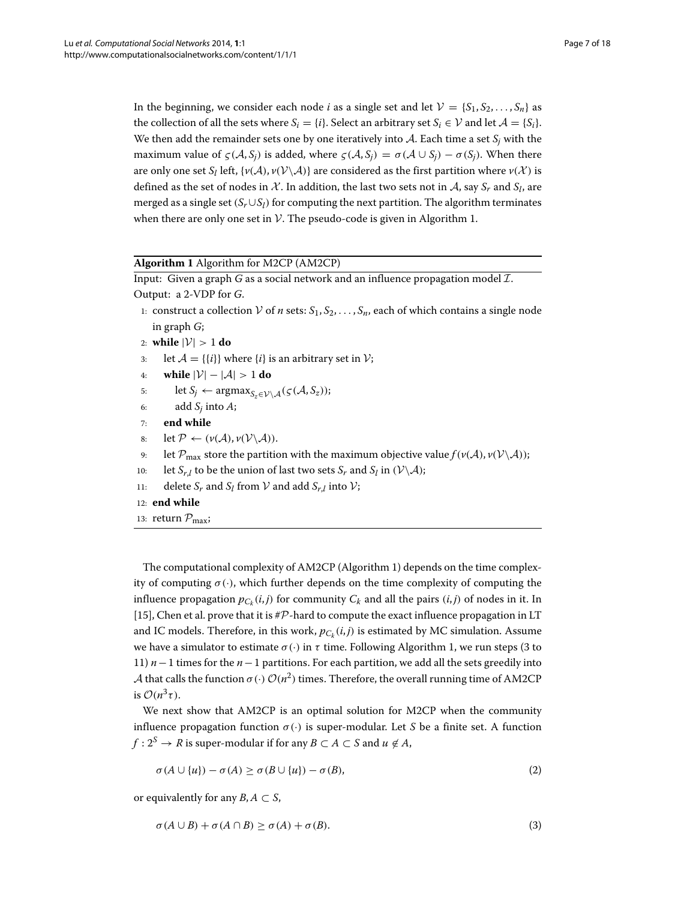In the beginning, we consider each node $i$ as a single set and let $\mathcal{V} = \{S_1, S_2, \ldots, S_n\}$ as the collection of all the sets where $S_i = \{i\}$. Select an arbitrary set $S_i \in \mathcal{V}$ and let $\mathcal{A} = \{S_i\}$. We then add the remainder sets one by one iteratively into $\mathcal{A}$. Each time a set $S_j$ with the maximum value of $\varsigma(\mathcal{A}, S_j)$ is added, where $\varsigma(\mathcal{A}, S_j) = \sigma(\mathcal{A} \cup S_j) - \sigma(S_j)$. When there are only one set $S_l$ left, $\{\nu(\mathcal{A}), \nu(\mathcal{V}\backslash\mathcal{A})\}$ are considered as the first partition where $\nu(\mathcal{X})$ is defined as the set of nodes in $\mathcal{X}$. In addition, the last two sets not in $\mathcal{A}$, say $S_r$ and $S_l$, are merged as a single set $(S_r \cup S_l)$ for computing the next partition. The algorithm terminates when there are only one set in $\mathcal{V}$. The pseudo-code is given in Algorithm 1.

---

**Algorithm 1** Algorithm for M2CP (AM2CP)

Input: Given a graph $G$ as a social network and an influence propagation model $\mathcal{I}$.
Output: a 2-VDP for $G$.

1: construct a collection $\mathcal{V}$ of $n$ sets: $S_1, S_2, \ldots, S_n$, each of which contains a single node in graph $G$;
2: **while** $|\mathcal{V}| > 1$ **do**
3: &nbsp;&nbsp;&nbsp;&nbsp;let $\mathcal{A} = \{\{i\}\}$ where $\{i\}$ is an arbitrary set in $\mathcal{V}$;
4: &nbsp;&nbsp;&nbsp;&nbsp;**while** $|\mathcal{V}| - |\mathcal{A}| > 1$ **do**
5: &nbsp;&nbsp;&nbsp;&nbsp;&nbsp;&nbsp;&nbsp;&nbsp;let $S_j \leftarrow \text{argmax}_{S_z \in \mathcal{V}\backslash\mathcal{A}}(\varsigma(\mathcal{A}, S_z))$;
6: &nbsp;&nbsp;&nbsp;&nbsp;&nbsp;&nbsp;&nbsp;&nbsp;add $S_j$ into $A$;
7: &nbsp;&nbsp;&nbsp;&nbsp;**end while**
8: &nbsp;&nbsp;&nbsp;&nbsp;let $\mathcal{P} \leftarrow (\nu(\mathcal{A}), \nu(\mathcal{V}\backslash\mathcal{A}))$.
9: &nbsp;&nbsp;&nbsp;&nbsp;let $\mathcal{P}_{\max}$ store the partition with the maximum objective value $f(\nu(\mathcal{A}), \nu(\mathcal{V}\backslash\mathcal{A}))$;
10: &nbsp;&nbsp;&nbsp;let $S_{r,l}$ to be the union of last two sets $S_r$ and $S_l$ in $(\mathcal{V}\backslash\mathcal{A})$;
11: &nbsp;&nbsp;&nbsp;delete $S_r$ and $S_l$ from $\mathcal{V}$ and add $S_{r,l}$ into $\mathcal{V}$;
12: **end while**
13: return $\mathcal{P}_{\max}$;

---

The computational complexity of AM2CP (Algorithm 1) depends on the time complexity of computing $\sigma(\cdot)$, which further depends on the time complexity of computing the influence propagation $p_{C_k}(i,j)$ for community $C_k$ and all the pairs $(i,j)$ of nodes in it. In [15], Chen et al. prove that it is $\#\mathcal{P}$-hard to compute the exact influence propagation in LT and IC models. Therefore, in this work, $p_{C_k}(i,j)$ is estimated by MC simulation. Assume we have a simulator to estimate $\sigma(\cdot)$ in $\tau$ time. Following Algorithm 1, we run steps (3 to 11) $n-1$ times for the $n-1$ partitions. For each partition, we add all the sets greedily into $\mathcal{A}$ that calls the function $\sigma(\cdot)$ $\mathcal{O}(n^2)$ times. Therefore, the overall running time of AM2CP is $\mathcal{O}(n^3\tau)$.

We next show that AM2CP is an optimal solution for M2CP when the community influence propagation function $\sigma(\cdot)$ is super-modular. Let $S$ be a finite set. A function $f : 2^S \rightarrow R$ is super-modular if for any $B \subset A \subset S$ and $u \notin A$,

$$\sigma(A \cup \{u\}) - \sigma(A) \geq \sigma(B \cup \{u\}) - \sigma(B), \tag{2}$$

or equivalently for any $B, A \subset S$,

$$\sigma(A \cup B) + \sigma(A \cap B) \geq \sigma(A) + \sigma(B). \tag{3}$$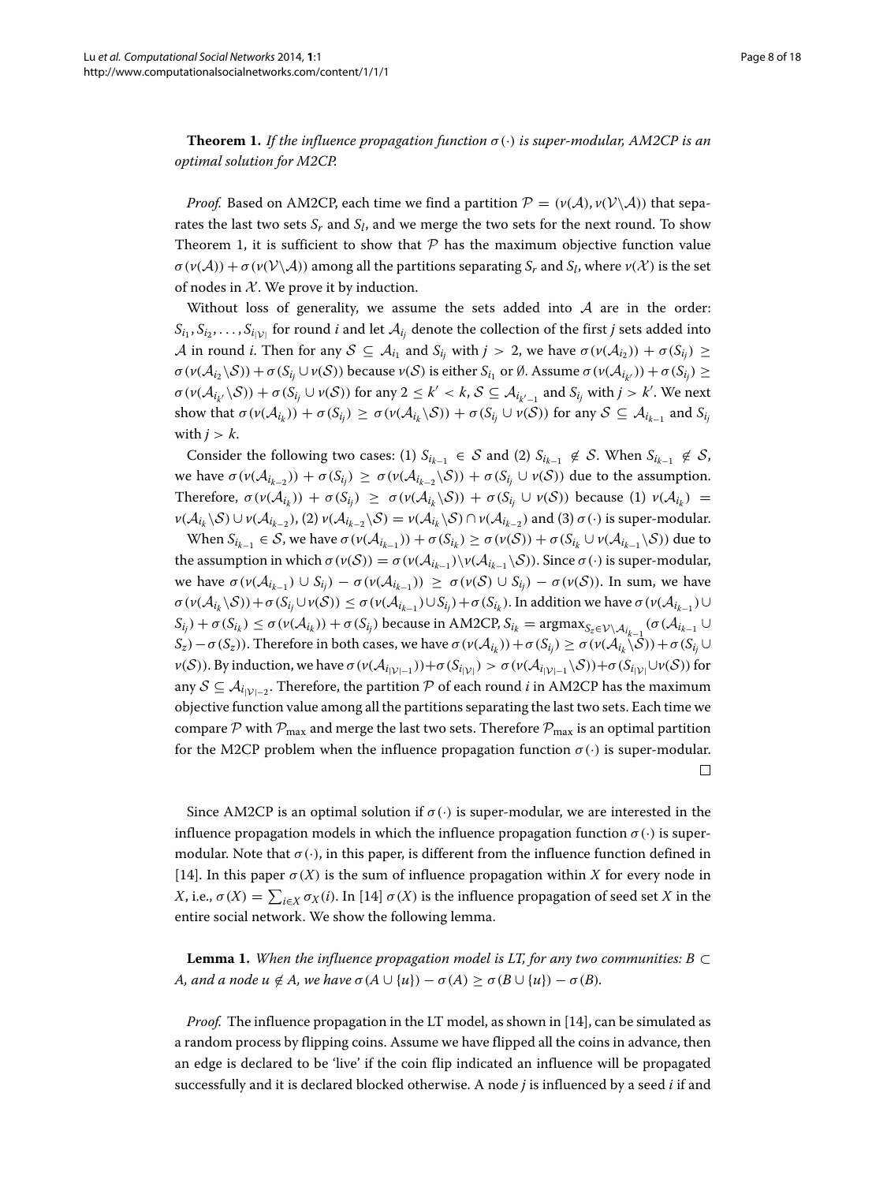**Theorem 1.** *If the influence propagation function $\sigma(\cdot)$ is super-modular, AM2CP is an optimal solution for M2CP.*

*Proof.* Based on AM2CP, each time we find a partition $\mathcal{P} = (\nu(\mathcal{A}), \nu(\mathcal{V}\backslash\mathcal{A}))$ that separates the last two sets $S_r$ and $S_l$, and we merge the two sets for the next round. To show Theorem 1, it is sufficient to show that $\mathcal{P}$ has the maximum objective function value $\sigma(\nu(\mathcal{A})) + \sigma(\nu(\mathcal{V}\backslash\mathcal{A}))$ among all the partitions separating $S_r$ and $S_l$, where $\nu(\mathcal{X})$ is the set of nodes in $\mathcal{X}$. We prove it by induction.

Without loss of generality, we assume the sets added into $\mathcal{A}$ are in the order: $S_{i_1}, S_{i_2}, \ldots, S_{i_{|\mathcal{V}|}}$ for round $i$ and let $\mathcal{A}_{i_j}$ denote the collection of the first $j$ sets added into $\mathcal{A}$ in round $i$. Then for any $\mathcal{S} \subseteq \mathcal{A}_{i_1}$ and $S_{i_j}$ with $j > 2$, we have $\sigma(\nu(\mathcal{A}_{i_2})) + \sigma(S_{i_j}) \geq \sigma(\nu(\mathcal{A}_{i_2}\backslash\mathcal{S})) + \sigma(S_{i_j} \cup \nu(\mathcal{S}))$ because $\nu(\mathcal{S})$ is either $S_{i_1}$ or $\emptyset$. Assume $\sigma(\nu(\mathcal{A}_{i_{k'}})) + \sigma(S_{i_j}) \geq \sigma(\nu(\mathcal{A}_{i_{k'}}\backslash\mathcal{S})) + \sigma(S_{i_j} \cup \nu(\mathcal{S}))$ for any $2 \leq k' < k$, $\mathcal{S} \subseteq \mathcal{A}_{i_{k'-1}}$ and $S_{i_j}$ with $j > k'$. We next show that $\sigma(\nu(\mathcal{A}_{i_k})) + \sigma(S_{i_j}) \geq \sigma(\nu(\mathcal{A}_{i_k}\backslash\mathcal{S})) + \sigma(S_{i_j} \cup \nu(\mathcal{S}))$ for any $\mathcal{S} \subseteq \mathcal{A}_{i_{k-1}}$ and $S_{i_j}$ with $j > k$.

Consider the following two cases: (1) $S_{i_{k-1}} \in \mathcal{S}$ and (2) $S_{i_{k-1}} \notin \mathcal{S}$. When $S_{i_{k-1}} \notin \mathcal{S}$, we have $\sigma(\nu(\mathcal{A}_{i_{k-2}})) + \sigma(S_{i_j}) \geq \sigma(\nu(\mathcal{A}_{i_{k-2}}\backslash\mathcal{S})) + \sigma(S_{i_j} \cup \nu(\mathcal{S}))$ due to the assumption. Therefore, $\sigma(\nu(\mathcal{A}_{i_k})) + \sigma(S_{i_j}) \geq \sigma(\nu(\mathcal{A}_{i_k}\backslash\mathcal{S})) + \sigma(S_{i_j} \cup \nu(\mathcal{S}))$ because (1) $\nu(\mathcal{A}_{i_k}) = \nu(\mathcal{A}_{i_k}\backslash\mathcal{S}) \cup \nu(\mathcal{A}_{i_{k-2}})$, (2) $\nu(\mathcal{A}_{i_{k-2}}\backslash\mathcal{S}) = \nu(\mathcal{A}_{i_k}\backslash\mathcal{S}) \cap \nu(\mathcal{A}_{i_{k-2}})$ and (3) $\sigma(\cdot)$ is super-modular.

When $S_{i_{k-1}} \in \mathcal{S}$, we have $\sigma(\nu(\mathcal{A}_{i_{k-1}})) + \sigma(S_{i_k}) \geq \sigma(\nu(\mathcal{S})) + \sigma(S_{i_k} \cup \nu(\mathcal{A}_{i_{k-1}}\backslash\mathcal{S}))$ due to the assumption in which $\sigma(\nu(\mathcal{S})) = \sigma(\nu(\mathcal{A}_{i_{k-1}})\backslash\nu(\mathcal{A}_{i_{k-1}}\backslash\mathcal{S}))$. Since $\sigma(\cdot)$ is super-modular, we have $\sigma(\nu(\mathcal{A}_{i_{k-1}}) \cup S_{i_j}) - \sigma(\nu(\mathcal{A}_{i_{k-1}})) \geq \sigma(\nu(\mathcal{S}) \cup S_{i_j}) - \sigma(\nu(\mathcal{S}))$. In sum, we have $\sigma(\nu(\mathcal{A}_{i_k}\backslash\mathcal{S})) + \sigma(S_{i_j} \cup \nu(\mathcal{S})) \leq \sigma(\nu(\mathcal{A}_{i_{k-1}}) \cup S_{i_j}) + \sigma(S_{i_k})$. In addition we have $\sigma(\nu(\mathcal{A}_{i_{k-1}}) \cup S_{i_j}) + \sigma(S_{i_k}) \leq \sigma(\nu(\mathcal{A}_{i_k})) + \sigma(S_{i_j})$ because in AM2CP, $S_{i_k} = \text{argmax}_{S_z \in \mathcal{V}\backslash\mathcal{A}_{i_{k-1}}}(\sigma(\mathcal{A}_{i_{k-1}} \cup S_z) - \sigma(S_z))$. Therefore in both cases, we have $\sigma(\nu(\mathcal{A}_{i_k})) + \sigma(S_{i_j}) \geq \sigma(\nu(\mathcal{A}_{i_k}\backslash\mathcal{S})) + \sigma(S_{i_j} \cup \nu(\mathcal{S}))$. By induction, we have $\sigma(\nu(\mathcal{A}_{i_{|\mathcal{V}|-1}})) + \sigma(S_{i_{|\mathcal{V}|}}) > \sigma(\nu(\mathcal{A}_{i_{|\mathcal{V}|-1}}\backslash\mathcal{S})) + \sigma(S_{i_{|\mathcal{V}|}} \cup \nu(\mathcal{S}))$ for any $\mathcal{S} \subseteq \mathcal{A}_{i_{|\mathcal{V}|-2}}$. Therefore, the partition $\mathcal{P}$ of each round $i$ in AM2CP has the maximum objective function value among all the partitions separating the last two sets. Each time we compare $\mathcal{P}$ with $\mathcal{P}_{\max}$ and merge the last two sets. Therefore $\mathcal{P}_{\max}$ is an optimal partition for the M2CP problem when the influence propagation function $\sigma(\cdot)$ is super-modular. □

Since AM2CP is an optimal solution if $\sigma(\cdot)$ is super-modular, we are interested in the influence propagation models in which the influence propagation function $\sigma(\cdot)$ is super-modular. Note that $\sigma(\cdot)$, in this paper, is different from the influence function defined in [14]. In this paper $\sigma(X)$ is the sum of influence propagation within $X$ for every node in $X$, i.e., $\sigma(X) = \sum_{i \in X} \sigma_X(i)$. In [14] $\sigma(X)$ is the influence propagation of seed set $X$ in the entire social network. We show the following lemma.

**Lemma 1.** *When the influence propagation model is LT, for any two communities: $B \subset A$, and a node $u \notin A$, we have $\sigma(A \cup \{u\}) - \sigma(A) \geq \sigma(B \cup \{u\}) - \sigma(B)$.*

*Proof.* The influence propagation in the LT model, as shown in [14], can be simulated as a random process by flipping coins. Assume we have flipped all the coins in advance, then an edge is declared to be 'live' if the coin flip indicated an influence will be propagated successfully and it is declared blocked otherwise. A node $j$ is influenced by a seed $i$ if and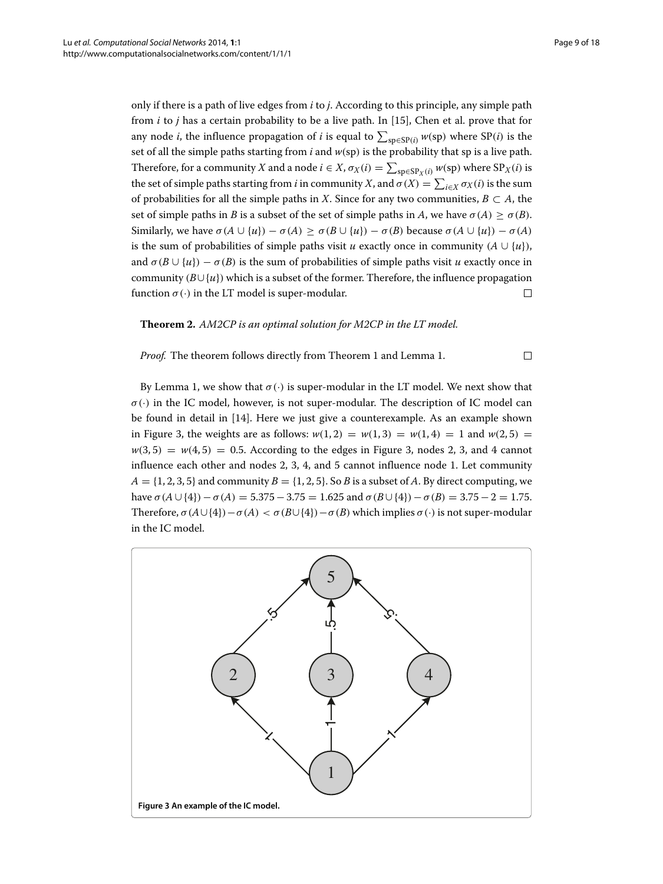only if there is a path of live edges from $i$ to $j$. According to this principle, any simple path from $i$ to $j$ has a certain probability to be a live path. In [15], Chen et al. prove that for any node $i$, the influence propagation of $i$ is equal to $\sum_{\mathrm{sp}\in \mathrm{SP}(i)} w(\mathrm{sp})$ where $\mathrm{SP}(i)$ is the set of all the simple paths starting from $i$ and $w(\mathrm{sp})$ is the probability that sp is a live path. Therefore, for a community $X$ and a node $i \in X$, $\sigma_X(i) = \sum_{\mathrm{sp}\in \mathrm{SP}_X(i)} w(\mathrm{sp})$ where $\mathrm{SP}_X(i)$ is the set of simple paths starting from $i$ in community $X$, and $\sigma(X) = \sum_{i\in X} \sigma_X(i)$ is the sum of probabilities for all the simple paths in $X$. Since for any two communities, $B \subset A$, the set of simple paths in $B$ is a subset of the set of simple paths in $A$, we have $\sigma(A) \geq \sigma(B)$. Similarly, we have $\sigma(A \cup \{u\}) - \sigma(A) \geq \sigma(B \cup \{u\}) - \sigma(B)$ because $\sigma(A \cup \{u\}) - \sigma(A)$ is the sum of probabilities of simple paths visit $u$ exactly once in community $(A \cup \{u\})$, and $\sigma(B \cup \{u\}) - \sigma(B)$ is the sum of probabilities of simple paths visit $u$ exactly once in community $(B \cup \{u\})$ which is a subset of the former. Therefore, the influence propagation function $\sigma(\cdot)$ in the LT model is super-modular. □

**Theorem 2.** *AM2CP is an optimal solution for M2CP in the LT model.*

*Proof.* The theorem follows directly from Theorem 1 and Lemma 1. □

By Lemma 1, we show that $\sigma(\cdot)$ is super-modular in the LT model. We next show that $\sigma(\cdot)$ in the IC model, however, is not super-modular. The description of IC model can be found in detail in [14]. Here we just give a counterexample. As an example shown in Figure 3, the weights are as follows: $w(1,2) = w(1,3) = w(1,4) = 1$ and $w(2,5) = w(3,5) = w(4,5) = 0.5$. According to the edges in Figure 3, nodes 2, 3, and 4 cannot influence each other and nodes 2, 3, 4, and 5 cannot influence node 1. Let community $A = \{1, 2, 3, 5\}$ and community $B = \{1, 2, 5\}$. So $B$ is a subset of $A$. By direct computing, we have $\sigma(A \cup \{4\}) - \sigma(A) = 5.375 - 3.75 = 1.625$ and $\sigma(B \cup \{4\}) - \sigma(B) = 3.75 - 2 = 1.75$. Therefore, $\sigma(A \cup \{4\}) - \sigma(A) < \sigma(B \cup \{4\}) - \sigma(B)$ which implies $\sigma(\cdot)$ is not super-modular in the IC model.

**Figure 3 An example of the IC model.**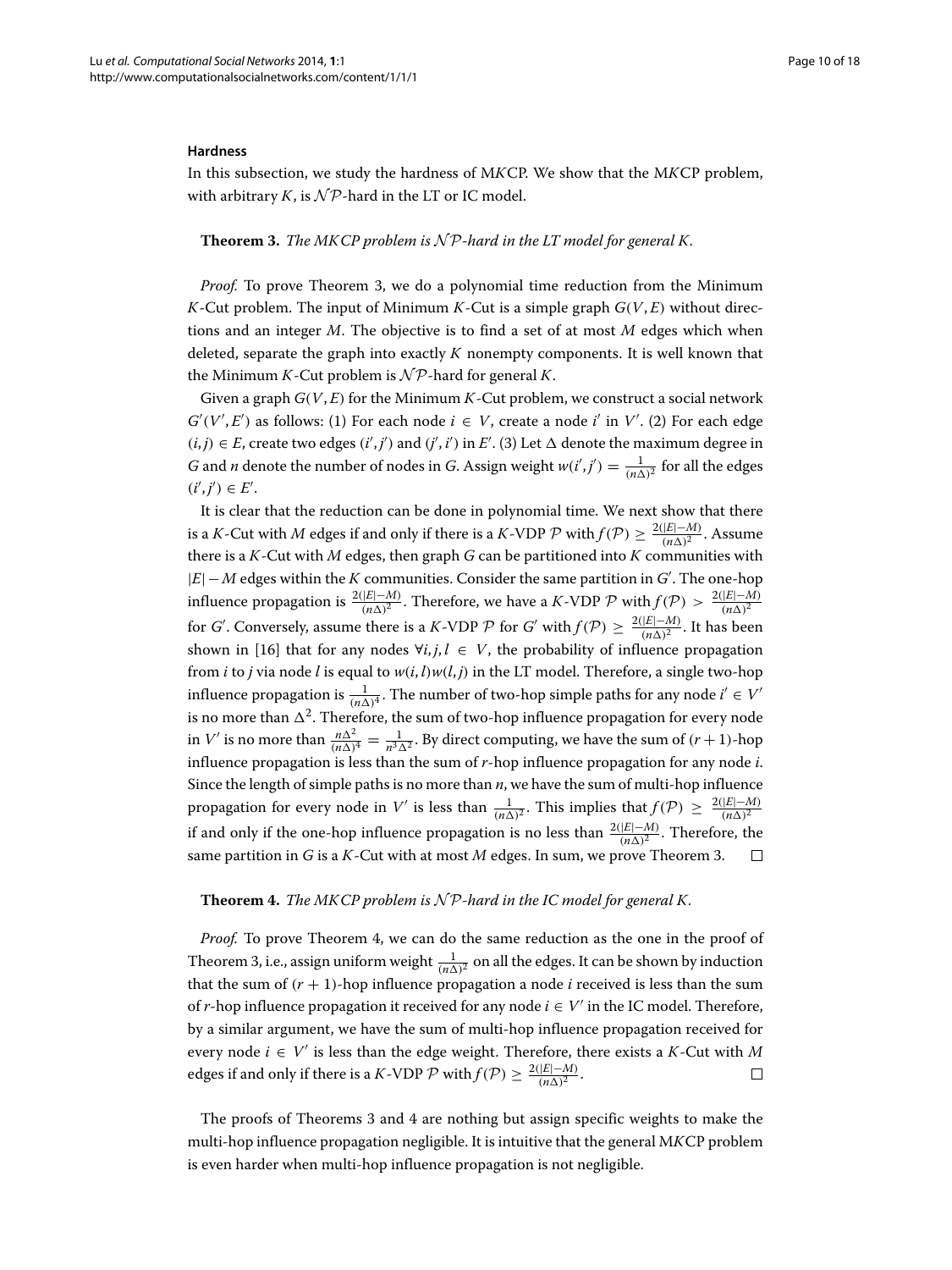#### Hardness

In this subsection, we study the hardness of M*K*CP. We show that the M*K*CP problem, with arbitrary $K$, is $\mathcal{NP}$-hard in the LT or IC model.

**Theorem 3.** *The MKCP problem is $\mathcal{NP}$-hard in the LT model for general K.*

*Proof.* To prove Theorem 3, we do a polynomial time reduction from the Minimum $K$-Cut problem. The input of Minimum $K$-Cut is a simple graph $G(V, E)$ without directions and an integer $M$. The objective is to find a set of at most $M$ edges which when deleted, separate the graph into exactly $K$ nonempty components. It is well known that the Minimum $K$-Cut problem is $\mathcal{NP}$-hard for general $K$.

Given a graph $G(V, E)$ for the Minimum $K$-Cut problem, we construct a social network $G'(V', E')$ as follows: (1) For each node $i \in V$, create a node $i'$ in $V'$. (2) For each edge $(i, j) \in E$, create two edges $(i', j')$ and $(j', i')$ in $E'$. (3) Let $\Delta$ denote the maximum degree in $G$ and $n$ denote the number of nodes in $G$. Assign weight $w(i', j') = \frac{1}{(n\Delta)^2}$ for all the edges $(i', j') \in E'$.

It is clear that the reduction can be done in polynomial time. We next show that there is a $K$-Cut with $M$ edges if and only if there is a $K$-VDP $\mathcal{P}$ with $f(\mathcal{P}) \geq \frac{2(|E|-M)}{(n\Delta)^2}$. Assume there is a $K$-Cut with $M$ edges, then graph $G$ can be partitioned into $K$ communities with $|E| - M$ edges within the $K$ communities. Consider the same partition in $G'$. The one-hop influence propagation is $\frac{2(|E|-M)}{(n\Delta)^2}$. Therefore, we have a $K$-VDP $\mathcal{P}$ with $f(\mathcal{P}) > \frac{2(|E|-M)}{(n\Delta)^2}$ for $G'$. Conversely, assume there is a $K$-VDP $\mathcal{P}$ for $G'$ with $f(\mathcal{P}) \geq \frac{2(|E|-M)}{(n\Delta)^2}$. It has been shown in [16] that for any nodes $\forall i, j, l \in V$, the probability of influence propagation from $i$ to $j$ via node $l$ is equal to $w(i, l)w(l, j)$ in the LT model. Therefore, a single two-hop influence propagation is $\frac{1}{(n\Delta)^4}$. The number of two-hop simple paths for any node $i' \in V'$ is no more than $\Delta^2$. Therefore, the sum of two-hop influence propagation for every node in $V'$ is no more than $\frac{n\Delta^2}{(n\Delta)^4} = \frac{1}{n^3\Delta^2}$. By direct computing, we have the sum of $(r+1)$-hop influence propagation is less than the sum of $r$-hop influence propagation for any node $i$. Since the length of simple paths is no more than $n$, we have the sum of multi-hop influence propagation for every node in $V'$ is less than $\frac{1}{(n\Delta)^2}$. This implies that $f(\mathcal{P}) \geq \frac{2(|E|-M)}{(n\Delta)^2}$ if and only if the one-hop influence propagation is no less than $\frac{2(|E|-M)}{(n\Delta)^2}$. Therefore, the same partition in $G$ is a $K$-Cut with at most $M$ edges. In sum, we prove Theorem 3. □

**Theorem 4.** *The MKCP problem is $\mathcal{NP}$-hard in the IC model for general K.*

*Proof.* To prove Theorem 4, we can do the same reduction as the one in the proof of Theorem 3, i.e., assign uniform weight $\frac{1}{(n\Delta)^2}$ on all the edges. It can be shown by induction that the sum of $(r+1)$-hop influence propagation a node $i$ received is less than the sum of $r$-hop influence propagation it received for any node $i \in V'$ in the IC model. Therefore, by a similar argument, we have the sum of multi-hop influence propagation received for every node $i \in V'$ is less than the edge weight. Therefore, there exists a $K$-Cut with $M$ edges if and only if there is a $K$-VDP $\mathcal{P}$ with $f(\mathcal{P}) \geq \frac{2(|E|-M)}{(n\Delta)^2}$. □

The proofs of Theorems 3 and 4 are nothing but assign specific weights to make the multi-hop influence propagation negligible. It is intuitive that the general M*K*CP problem is even harder when multi-hop influence propagation is not negligible.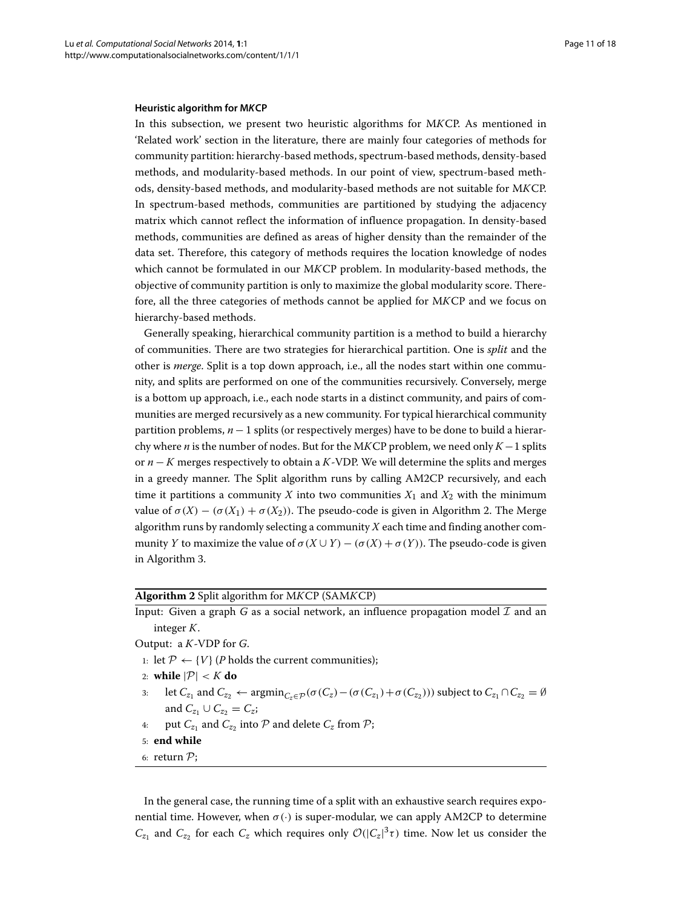#### Heuristic algorithm for M*K*CP

In this subsection, we present two heuristic algorithms for M*K*CP. As mentioned in 'Related work' section in the literature, there are mainly four categories of methods for community partition: hierarchy-based methods, spectrum-based methods, density-based methods, and modularity-based methods. In our point of view, spectrum-based methods, density-based methods, and modularity-based methods are not suitable for M*K*CP. In spectrum-based methods, communities are partitioned by studying the adjacency matrix which cannot reflect the information of influence propagation. In density-based methods, communities are defined as areas of higher density than the remainder of the data set. Therefore, this category of methods requires the location knowledge of nodes which cannot be formulated in our M*K*CP problem. In modularity-based methods, the objective of community partition is only to maximize the global modularity score. Therefore, all the three categories of methods cannot be applied for M*K*CP and we focus on hierarchy-based methods.

Generally speaking, hierarchical community partition is a method to build a hierarchy of communities. There are two strategies for hierarchical partition. One is *split* and the other is *merge*. Split is a top down approach, i.e., all the nodes start within one community, and splits are performed on one of the communities recursively. Conversely, merge is a bottom up approach, i.e., each node starts in a distinct community, and pairs of communities are merged recursively as a new community. For typical hierarchical community partition problems, $n-1$ splits (or respectively merges) have to be done to build a hierarchy where $n$ is the number of nodes. But for the M*K*CP problem, we need only $K-1$ splits or $n-K$ merges respectively to obtain a $K$-VDP. We will determine the splits and merges in a greedy manner. The Split algorithm runs by calling AM2CP recursively, and each time it partitions a community $X$ into two communities $X_1$ and $X_2$ with the minimum value of $\sigma(X) - (\sigma(X_1) + \sigma(X_2))$. The pseudo-code is given in Algorithm 2. The Merge algorithm runs by randomly selecting a community $X$ each time and finding another community $Y$ to maximize the value of $\sigma(X \cup Y) - (\sigma(X) + \sigma(Y))$. The pseudo-code is given in Algorithm 3.

**Algorithm 2** Split algorithm for M*K*CP (SAM*K*CP)

Input: Given a graph $G$ as a social network, an influence propagation model $\mathcal{I}$ and an integer $K$.

Output: a $K$-VDP for $G$.

1: let $\mathcal{P} \leftarrow \{V\}$ ($P$ holds the current communities);
2: **while** $|\mathcal{P}| < K$ **do**
3: let $C_{z_1}$ and $C_{z_2} \leftarrow \text{argmin}_{C_z \in \mathcal{P}}(\sigma(C_z) - (\sigma(C_{z_1}) + \sigma(C_{z_2})))$ subject to $C_{z_1} \cap C_{z_2} = \emptyset$ and $C_{z_1} \cup C_{z_2} = C_z$;
4: put $C_{z_1}$ and $C_{z_2}$ into $\mathcal{P}$ and delete $C_z$ from $\mathcal{P}$;
5: **end while**
6: return $\mathcal{P}$;

In the general case, the running time of a split with an exhaustive search requires exponential time. However, when $\sigma(\cdot)$ is super-modular, we can apply AM2CP to determine $C_{z_1}$ and $C_{z_2}$ for each $C_z$ which requires only $\mathcal{O}(|C_z|^3\tau)$ time. Now let us consider the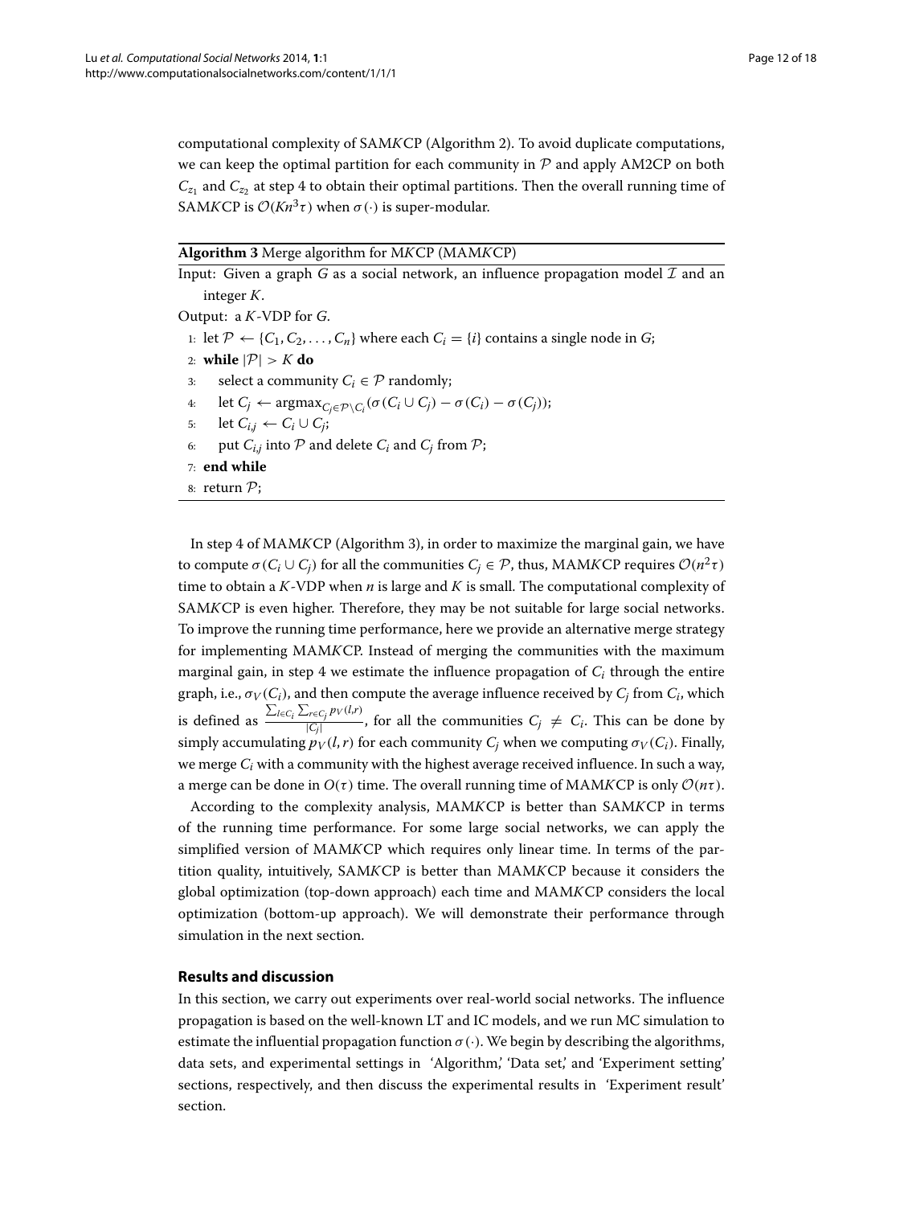computational complexity of SAM*K*CP (Algorithm 2). To avoid duplicate computations, we can keep the optimal partition for each community in $\mathcal{P}$ and apply AM2CP on both $C_{z_1}$ and $C_{z_2}$ at step 4 to obtain their optimal partitions. Then the overall running time of SAM*K*CP is $\mathcal{O}(Kn^3\tau)$ when $\sigma(\cdot)$ is super-modular.

**Algorithm 3** Merge algorithm for M*K*CP (MAM*K*CP)

Input: Given a graph $G$ as a social network, an influence propagation model $\mathcal{I}$ and an integer $K$.

Output: a $K$-VDP for $G$.

1: let $\mathcal{P} \leftarrow \{C_1, C_2, \ldots, C_n\}$ where each $C_i = \{i\}$ contains a single node in $G$;
2: **while** $|\mathcal{P}| > K$ **do**
3: select a community $C_i \in \mathcal{P}$ randomly;
4: let $C_j \leftarrow \text{argmax}_{C_j \in \mathcal{P} \setminus C_i}(\sigma(C_i \cup C_j) - \sigma(C_i) - \sigma(C_j))$;
5: let $C_{i,j} \leftarrow C_i \cup C_j$;
6: put $C_{i,j}$ into $\mathcal{P}$ and delete $C_i$ and $C_j$ from $\mathcal{P}$;
7: **end while**
8: return $\mathcal{P}$;

In step 4 of MAM*K*CP (Algorithm 3), in order to maximize the marginal gain, we have to compute $\sigma(C_i \cup C_j)$ for all the communities $C_j \in \mathcal{P}$, thus, MAM*K*CP requires $\mathcal{O}(n^2\tau)$ time to obtain a $K$-VDP when $n$ is large and $K$ is small. The computational complexity of SAM*K*CP is even higher. Therefore, they may be not suitable for large social networks. To improve the running time performance, here we provide an alternative merge strategy for implementing MAM*K*CP. Instead of merging the communities with the maximum marginal gain, in step 4 we estimate the influence propagation of $C_i$ through the entire graph, i.e., $\sigma_V(C_i)$, and then compute the average influence received by $C_j$ from $C_i$, which is defined as $\frac{\sum_{l \in C_i} \sum_{r \in C_j} p_V(l,r)}{|C_j|}$, for all the communities $C_j \neq C_i$. This can be done by simply accumulating $p_V(l,r)$ for each community $C_j$ when we computing $\sigma_V(C_i)$. Finally, we merge $C_i$ with a community with the highest average received influence. In such a way, a merge can be done in $O(\tau)$ time. The overall running time of MAM*K*CP is only $\mathcal{O}(n\tau)$.

According to the complexity analysis, MAM*K*CP is better than SAM*K*CP in terms of the running time performance. For some large social networks, we can apply the simplified version of MAM*K*CP which requires only linear time. In terms of the partition quality, intuitively, SAM*K*CP is better than MAM*K*CP because it considers the global optimization (top-down approach) each time and MAM*K*CP considers the local optimization (bottom-up approach). We will demonstrate their performance through simulation in the next section.

## Results and discussion

In this section, we carry out experiments over real-world social networks. The influence propagation is based on the well-known LT and IC models, and we run MC simulation to estimate the influential propagation function $\sigma(\cdot)$. We begin by describing the algorithms, data sets, and experimental settings in 'Algorithm,' 'Data set,' and 'Experiment setting' sections, respectively, and then discuss the experimental results in 'Experiment result' section.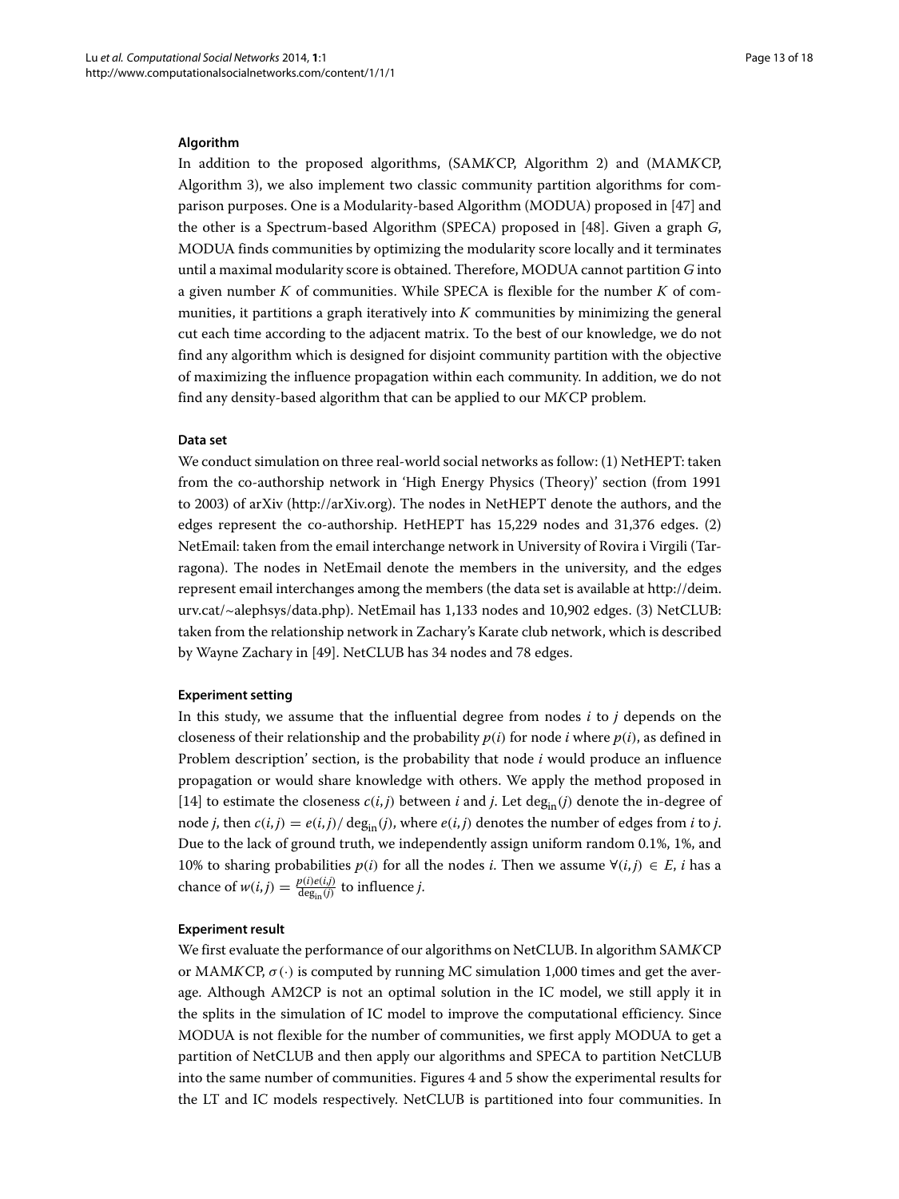### Algorithm

In addition to the proposed algorithms, (SAM*K*CP, Algorithm 2) and (MAM*K*CP, Algorithm 3), we also implement two classic community partition algorithms for comparison purposes. One is a Modularity-based Algorithm (MODUA) proposed in [47] and the other is a Spectrum-based Algorithm (SPECA) proposed in [48]. Given a graph $G$, MODUA finds communities by optimizing the modularity score locally and it terminates until a maximal modularity score is obtained. Therefore, MODUA cannot partition $G$ into a given number $K$ of communities. While SPECA is flexible for the number $K$ of communities, it partitions a graph iteratively into $K$ communities by minimizing the general cut each time according to the adjacent matrix. To the best of our knowledge, we do not find any algorithm which is designed for disjoint community partition with the objective of maximizing the influence propagation within each community. In addition, we do not find any density-based algorithm that can be applied to our M*K*CP problem.

### Data set

We conduct simulation on three real-world social networks as follow: (1) NetHEPT: taken from the co-authorship network in 'High Energy Physics (Theory)' section (from 1991 to 2003) of arXiv (http://arXiv.org). The nodes in NetHEPT denote the authors, and the edges represent the co-authorship. HetHEPT has 15,229 nodes and 31,376 edges. (2) NetEmail: taken from the email interchange network in University of Rovira i Virgili (Tarragona). The nodes in NetEmail denote the members in the university, and the edges represent email interchanges among the members (the data set is available at http://deim.urv.cat/~alephsys/data.php). NetEmail has 1,133 nodes and 10,902 edges. (3) NetCLUB: taken from the relationship network in Zachary's Karate club network, which is described by Wayne Zachary in [49]. NetCLUB has 34 nodes and 78 edges.

### Experiment setting

In this study, we assume that the influential degree from nodes $i$ to $j$ depends on the closeness of their relationship and the probability $p(i)$ for node $i$ where $p(i)$, as defined in Problem description' section, is the probability that node $i$ would produce an influence propagation or would share knowledge with others. We apply the method proposed in [14] to estimate the closeness $c(i,j)$ between $i$ and $j$. Let $\deg_{\text{in}}(j)$ denote the in-degree of node $j$, then $c(i,j) = e(i,j)/\deg_{\text{in}}(j)$, where $e(i,j)$ denotes the number of edges from $i$ to $j$. Due to the lack of ground truth, we independently assign uniform random 0.1%, 1%, and 10% to sharing probabilities $p(i)$ for all the nodes $i$. Then we assume $\forall(i,j) \in E$, $i$ has a chance of $w(i,j) = \frac{p(i)e(i,j)}{\deg_{\text{in}}(j)}$ to influence $j$.

### Experiment result

We first evaluate the performance of our algorithms on NetCLUB. In algorithm SAM*K*CP or MAM*K*CP, $\sigma(\cdot)$ is computed by running MC simulation 1,000 times and get the average. Although AM2CP is not an optimal solution in the IC model, we still apply it in the splits in the simulation of IC model to improve the computational efficiency. Since MODUA is not flexible for the number of communities, we first apply MODUA to get a partition of NetCLUB and then apply our algorithms and SPECA to partition NetCLUB into the same number of communities. Figures 4 and 5 show the experimental results for the LT and IC models respectively. NetCLUB is partitioned into four communities. In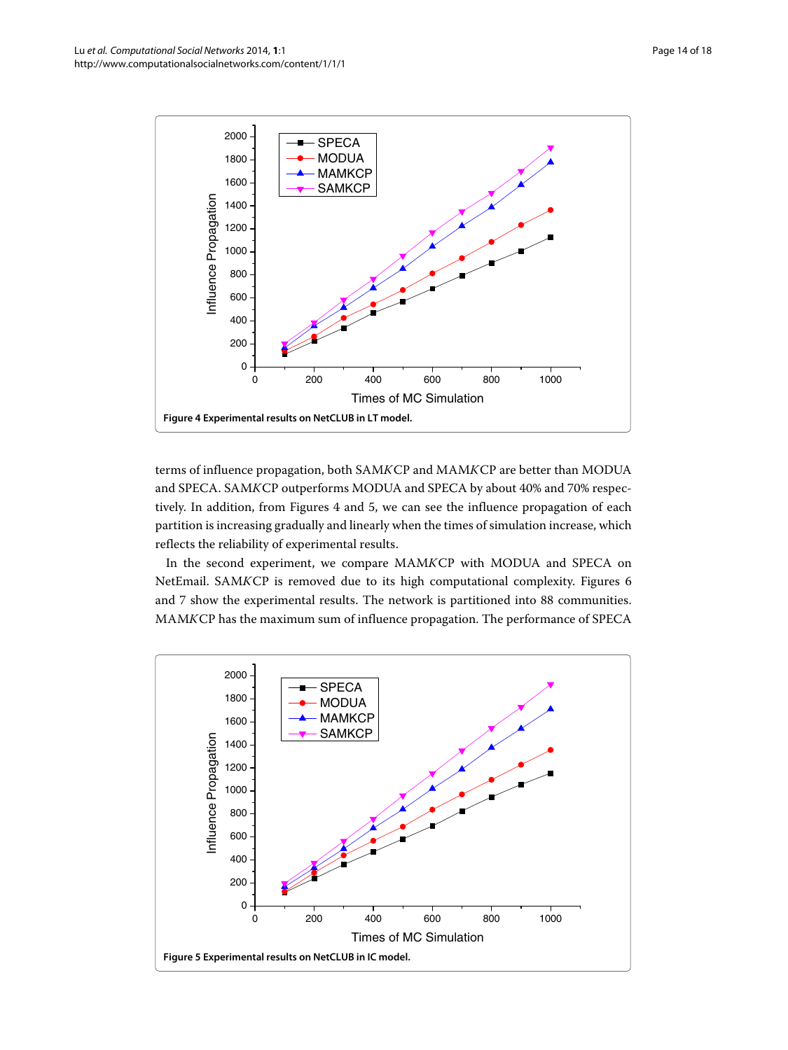Figure 4 Experimental results on NetCLUB in LT model.

terms of influence propagation, both SAM*K*CP and MAM*K*CP are better than MODUA and SPECA. SAM*K*CP outperforms MODUA and SPECA by about 40% and 70% respectively. In addition, from Figures 4 and 5, we can see the influence propagation of each partition is increasing gradually and linearly when the times of simulation increase, which reflects the reliability of experimental results.

In the second experiment, we compare MAM*K*CP with MODUA and SPECA on NetEmail. SAM*K*CP is removed due to its high computational complexity. Figures 6 and 7 show the experimental results. The network is partitioned into 88 communities. MAM*K*CP has the maximum sum of influence propagation. The performance of SPECA

Figure 5 Experimental results on NetCLUB in IC model.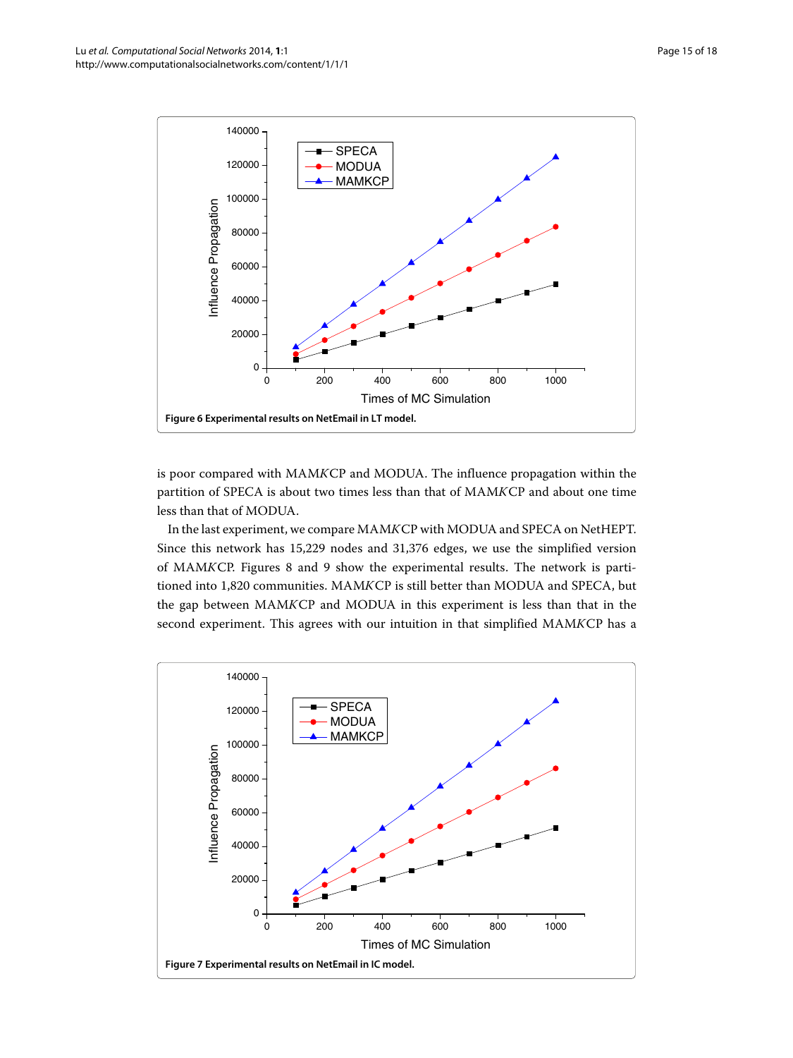Figure 6 Experimental results on NetEmail in LT model.

is poor compared with MAM*K*CP and MODUA. The influence propagation within the partition of SPECA is about two times less than that of MAM*K*CP and about one time less than that of MODUA.

In the last experiment, we compare MAM*K*CP with MODUA and SPECA on NetHEPT. Since this network has 15,229 nodes and 31,376 edges, we use the simplified version of MAM*K*CP. Figures 8 and 9 show the experimental results. The network is partitioned into 1,820 communities. MAM*K*CP is still better than MODUA and SPECA, but the gap between MAM*K*CP and MODUA in this experiment is less than that in the second experiment. This agrees with our intuition in that simplified MAM*K*CP has a

Figure 7 Experimental results on NetEmail in IC model.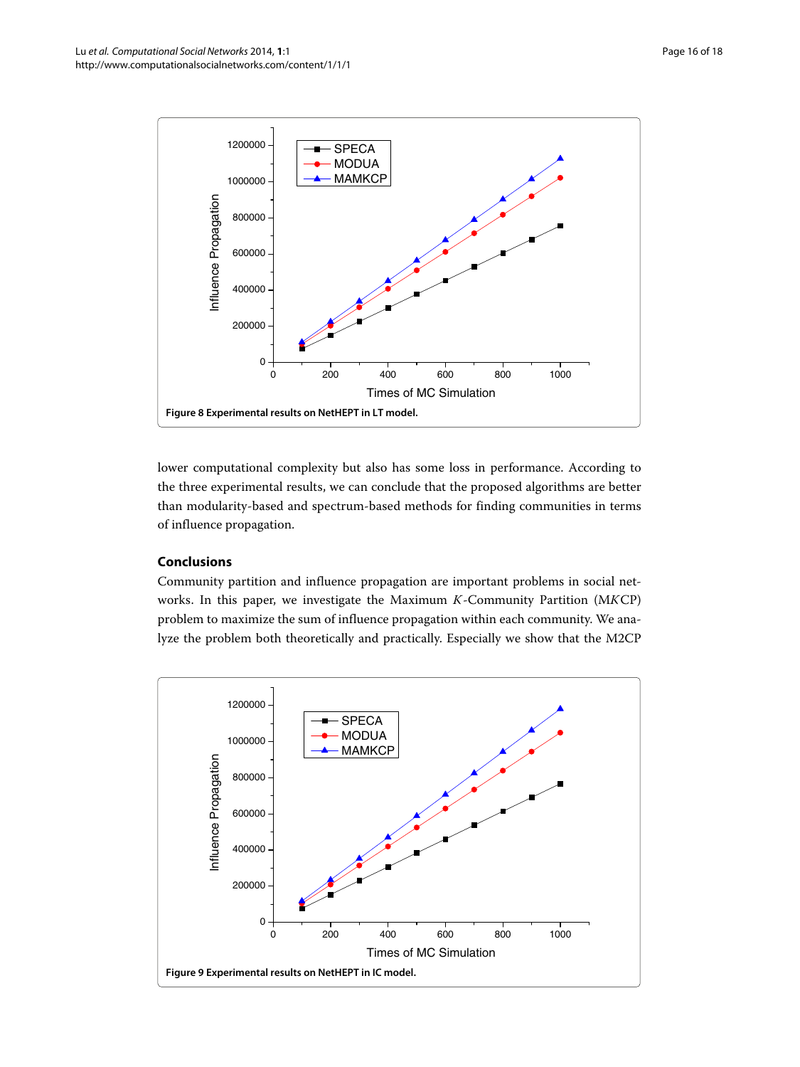Figure 8 Experimental results on NetHEPT in LT model.

lower computational complexity but also has some loss in performance. According to the three experimental results, we can conclude that the proposed algorithms are better than modularity-based and spectrum-based methods for finding communities in terms of influence propagation.

## Conclusions

Community partition and influence propagation are important problems in social networks. In this paper, we investigate the Maximum $K$-Community Partition (M$K$CP) problem to maximize the sum of influence propagation within each community. We analyze the problem both theoretically and practically. Especially we show that the M2CP

Figure 9 Experimental results on NetHEPT in IC model.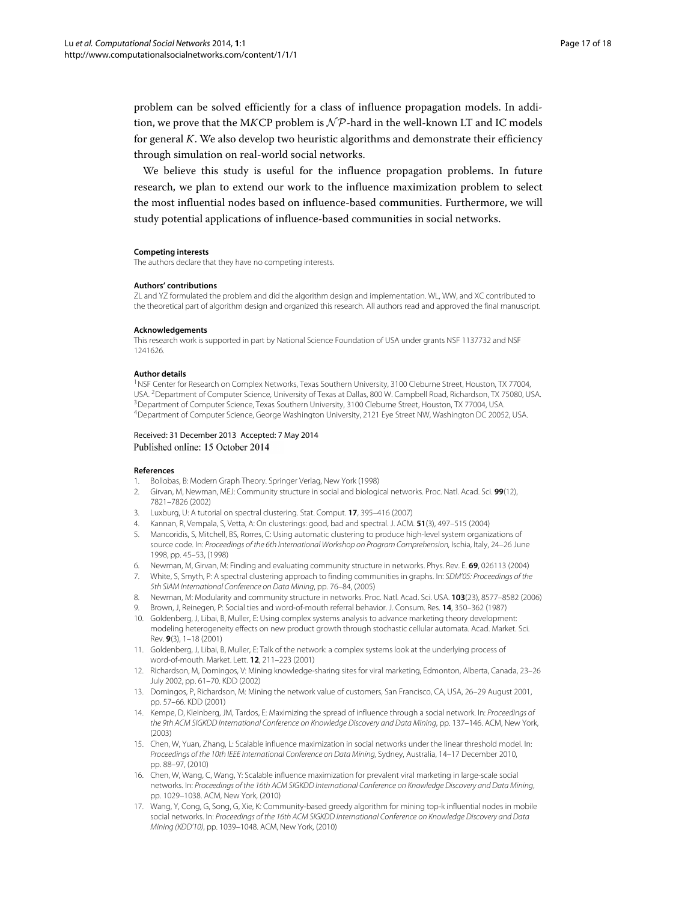problem can be solved efficiently for a class of influence propagation models. In addition, we prove that the M$K$CP problem is $\mathcal{NP}$-hard in the well-known LT and IC models for general $K$. We also develop two heuristic algorithms and demonstrate their efficiency through simulation on real-world social networks.

We believe this study is useful for the influence propagation problems. In future research, we plan to extend our work to the influence maximization problem to select the most influential nodes based on influence-based communities. Furthermore, we will study potential applications of influence-based communities in social networks.

#### Competing interests

The authors declare that they have no competing interests.

#### Authors' contributions

ZL and YZ formulated the problem and did the algorithm design and implementation. WL, WW, and XC contributed to the theoretical part of algorithm design and organized this research. All authors read and approved the final manuscript.

#### Acknowledgements

This research work is supported in part by National Science Foundation of USA under grants NSF 1137732 and NSF 1241626.

#### Author details

[1]NSF Center for Research on Complex Networks, Texas Southern University, 3100 Cleburne Street, Houston, TX 77004, USA. [2]Department of Computer Science, University of Texas at Dallas, 800 W. Campbell Road, Richardson, TX 75080, USA. [3]Department of Computer Science, Texas Southern University, 3100 Cleburne Street, Houston, TX 77004, USA. [4]Department of Computer Science, George Washington University, 2121 Eye Street NW, Washington DC 20052, USA.

Received: 31 December 2013 Accepted: 7 May 2014
Published online: 15 October 2014

#### References

1. Bollobas, B: Modern Graph Theory. Springer Verlag, New York (1998)
2. Girvan, M, Newman, MEJ: Community structure in social and biological networks. Proc. Natl. Acad. Sci. **99**(12), 7821–7826 (2002)
3. Luxburg, U: A tutorial on spectral clustering. Stat. Comput. **17**, 395–416 (2007)
4. Kannan, R, Vempala, S, Vetta, A: On clusterings: good, bad and spectral. J. ACM. **51**(3), 497–515 (2004)
5. Mancoridis, S, Mitchell, BS, Rorres, C: Using automatic clustering to produce high-level system organizations of source code. In: *Proceedings of the 6th International Workshop on Program Comprehension*, Ischia, Italy, 24–26 June 1998, pp. 45–53, (1998)
6. Newman, M, Girvan, M: Finding and evaluating community structure in networks. Phys. Rev. E. **69**, 026113 (2004)
7. White, S, Smyth, P: A spectral clustering approach to finding communities in graphs. In: *SDM'05: Proceedings of the 5th SIAM International Conference on Data Mining*, pp. 76–84, (2005)
8. Newman, M: Modularity and community structure in networks. Proc. Natl. Acad. Sci. USA. **103**(23), 8577–8582 (2006)
9. Brown, J, Reinegen, P: Social ties and word-of-mouth referral behavior. J. Consum. Res. **14**, 350–362 (1987)
10. Goldenberg, J, Libai, B, Muller, E: Using complex systems analysis to advance marketing theory development: modeling heterogeneity effects on new product growth through stochastic cellular automata. Acad. Market. Sci. Rev. **9**(3), 1–18 (2001)
11. Goldenberg, J, Libai, B, Muller, E: Talk of the network: a complex systems look at the underlying process of word-of-mouth. Market. Lett. **12**, 211–223 (2001)
12. Richardson, M, Domingos, V: Mining knowledge-sharing sites for viral marketing, Edmonton, Alberta, Canada, 23–26 July 2002, pp. 61–70. KDD (2002)
13. Domingos, P, Richardson, M: Mining the network value of customers, San Francisco, CA, USA, 26–29 August 2001, pp. 57–66. KDD (2001)
14. Kempe, D, Kleinberg, JM, Tardos, E: Maximizing the spread of influence through a social network. In: *Proceedings of the 9th ACM SIGKDD International Conference on Knowledge Discovery and Data Mining*, pp. 137–146. ACM, New York, (2003)
15. Chen, W, Yuan, Zhang, L: Scalable influence maximization in social networks under the linear threshold model. In: *Proceedings of the 10th IEEE International Conference on Data Mining*, Sydney, Australia, 14–17 December 2010, pp. 88–97, (2010)
16. Chen, W, Wang, C, Wang, Y: Scalable influence maximization for prevalent viral marketing in large-scale social networks. In: *Proceedings of the 16th ACM SIGKDD International Conference on Knowledge Discovery and Data Mining*, pp. 1029–1038. ACM, New York, (2010)
17. Wang, Y, Cong, G, Song, G, Xie, K: Community-based greedy algorithm for mining top-k influential nodes in mobile social networks. In: *Proceedings of the 16th ACM SIGKDD International Conference on Knowledge Discovery and Data Mining (KDD'10)*, pp. 1039–1048. ACM, New York, (2010)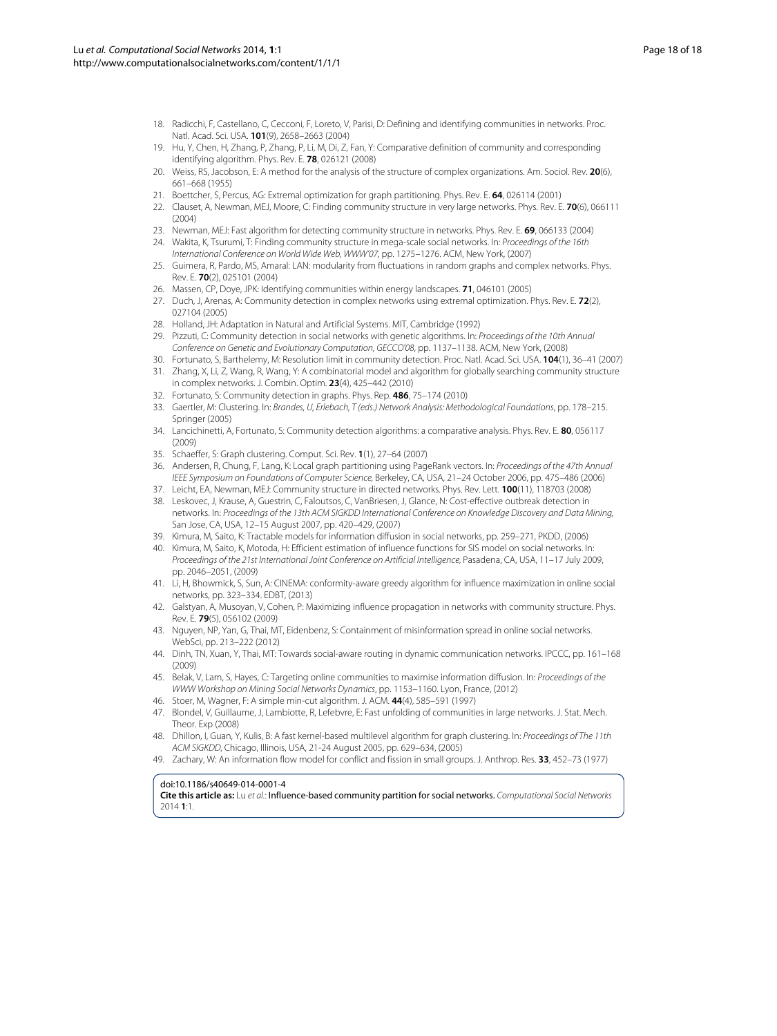18. Radicchi, F, Castellano, C, Cecconi, F, Loreto, V, Parisi, D: Defining and identifying communities in networks. Proc. Natl. Acad. Sci. USA. **101**(9), 2658–2663 (2004)
19. Hu, Y, Chen, H, Zhang, P, Zhang, P, Li, M, Di, Z, Fan, Y: Comparative definition of community and corresponding identifying algorithm. Phys. Rev. E. **78**, 026121 (2008)
20. Weiss, RS, Jacobson, E: A method for the analysis of the structure of complex organizations. Am. Sociol. Rev. **20**(6), 661–668 (1955)
21. Boettcher, S, Percus, AG: Extremal optimization for graph partitioning. Phys. Rev. E. **64**, 026114 (2001)
22. Clauset, A, Newman, MEJ, Moore, C: Finding community structure in very large networks. Phys. Rev. E. **70**(6), 066111 (2004)
23. Newman, MEJ: Fast algorithm for detecting community structure in networks. Phys. Rev. E. **69**, 066133 (2004)
24. Wakita, K, Tsurumi, T: Finding community structure in mega-scale social networks. In: *Proceedings of the 16th International Conference on World Wide Web, WWW'07*, pp. 1275–1276. ACM, New York, (2007)
25. Guimera, R, Pardo, MS, Amaral: LAN: modularity from fluctuations in random graphs and complex networks. Phys. Rev. E. **70**(2), 025101 (2004)
26. Massen, CP, Doye, JPK: Identifying communities within energy landscapes. **71**, 046101 (2005)
27. Duch, J, Arenas, A: Community detection in complex networks using extremal optimization. Phys. Rev. E. **72**(2), 027104 (2005)
28. Holland, JH: Adaptation in Natural and Artificial Systems. MIT, Cambridge (1992)
29. Pizzuti, C: Community detection in social networks with genetic algorithms. In: *Proceedings of the 10th Annual Conference on Genetic and Evolutionary Computation, GECCO'08*, pp. 1137–1138. ACM, New York, (2008)
30. Fortunato, S, Barthelemy, M: Resolution limit in community detection. Proc. Natl. Acad. Sci. USA. **104**(1), 36–41 (2007)
31. Zhang, X, Li, Z, Wang, R, Wang, Y: A combinatorial model and algorithm for globally searching community structure in complex networks. J. Combin. Optim. **23**(4), 425–442 (2010)
32. Fortunato, S: Community detection in graphs. Phys. Rep. **486**, 75–174 (2010)
33. Gaertler, M: Clustering. In: *Brandes, U, Erlebach, T (eds.) Network Analysis: Methodological Foundations*, pp. 178–215. Springer (2005)
34. Lancichinetti, A, Fortunato, S: Community detection algorithms: a comparative analysis. Phys. Rev. E. **80**, 056117 (2009)
35. Schaeffer, S: Graph clustering. Comput. Sci. Rev. **1**(1), 27–64 (2007)
36. Andersen, R, Chung, F, Lang, K: Local graph partitioning using PageRank vectors. In: *Proceedings of the 47th Annual IEEE Symposium on Foundations of Computer Science*, Berkeley, CA, USA, 21–24 October 2006, pp. 475–486 (2006)
37. Leicht, EA, Newman, MEJ: Community structure in directed networks. Phys. Rev. Lett. **100**(11), 118703 (2008)
38. Leskovec, J, Krause, A, Guestrin, C, Faloutsos, C, VanBriesen, J, Glance, N: Cost-effective outbreak detection in networks. In: *Proceedings of the 13th ACM SIGKDD International Conference on Knowledge Discovery and Data Mining*, San Jose, CA, USA, 12–15 August 2007, pp. 420–429, (2007)
39. Kimura, M, Saito, K: Tractable models for information diffusion in social networks, pp. 259–271, PKDD, (2006)
40. Kimura, M, Saito, K, Motoda, H: Efficient estimation of influence functions for SIS model on social networks. In: *Proceedings of the 21st International Joint Conference on Artificial Intelligence*, Pasadena, CA, USA, 11–17 July 2009, pp. 2046–2051, (2009)
41. Li, H, Bhowmick, S, Sun, A: CINEMA: conformity-aware greedy algorithm for influence maximization in online social networks, pp. 323–334. EDBT, (2013)
42. Galstyan, A, Musoyan, V, Cohen, P: Maximizing influence propagation in networks with community structure. Phys. Rev. E. **79**(5), 056102 (2009)
43. Nguyen, NP, Yan, G, Thai, MT, Eidenbenz, S: Containment of misinformation spread in online social networks. WebSci, pp. 213–222 (2012)
44. Dinh, TN, Xuan, Y, Thai, MT: Towards social-aware routing in dynamic communication networks. IPCCC, pp. 161–168 (2009)
45. Belak, V, Lam, S, Hayes, C: Targeting online communities to maximise information diffusion. In: *Proceedings of the WWW Workshop on Mining Social Networks Dynamics*, pp. 1153–1160. Lyon, France, (2012)
46. Stoer, M, Wagner, F: A simple min-cut algorithm. J. ACM. **44**(4), 585–591 (1997)
47. Blondel, V, Guillaume, J, Lambiotte, R, Lefebvre, E: Fast unfolding of communities in large networks. J. Stat. Mech. Theor. Exp (2008)
48. Dhillon, I, Guan, Y, Kulis, B: A fast kernel-based multilevel algorithm for graph clustering. In: *Proceedings of The 11th ACM SIGKDD*, Chicago, Illinois, USA, 21-24 August 2005, pp. 629–634, (2005)
49. Zachary, W: An information flow model for conflict and fission in small groups. J. Anthrop. Res. **33**, 452–73 (1977)

doi:10.1186/s40649-014-0001-4
**Cite this article as:** Lu *et al.*: **Influence-based community partition for social networks.** *Computational Social Networks* 2014 **1**:1.